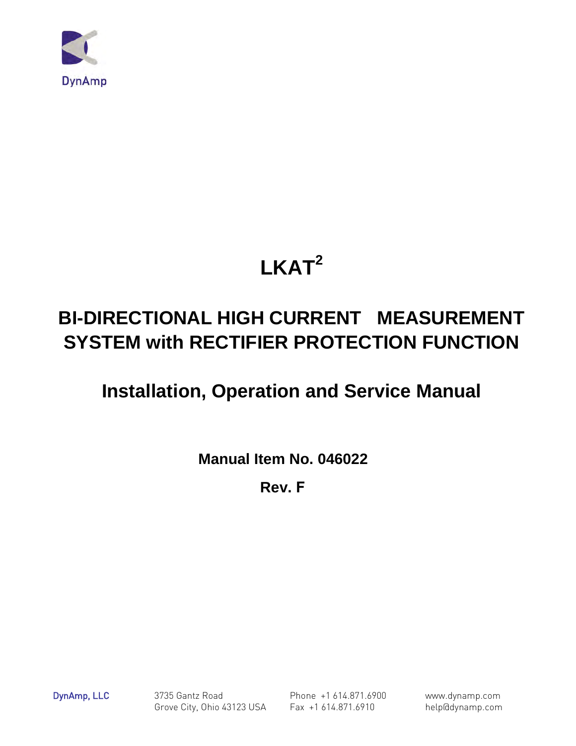DynAmp

# LKAT$^2$

## BI-DIRECTIONAL HIGH CURRENT MEASUREMENT SYSTEM with RECTIFIER PROTECTION FUNCTION

## Installation, Operation and Service Manual

**Manual Item No. 046022**

**Rev. F**

DynAmp, LLC
3735 Gantz Road
Grove City, Ohio 43123 USA
Phone +1 614.871.6900
Fax +1 614.871.6910
www.dynamp.com
help@dynamp.com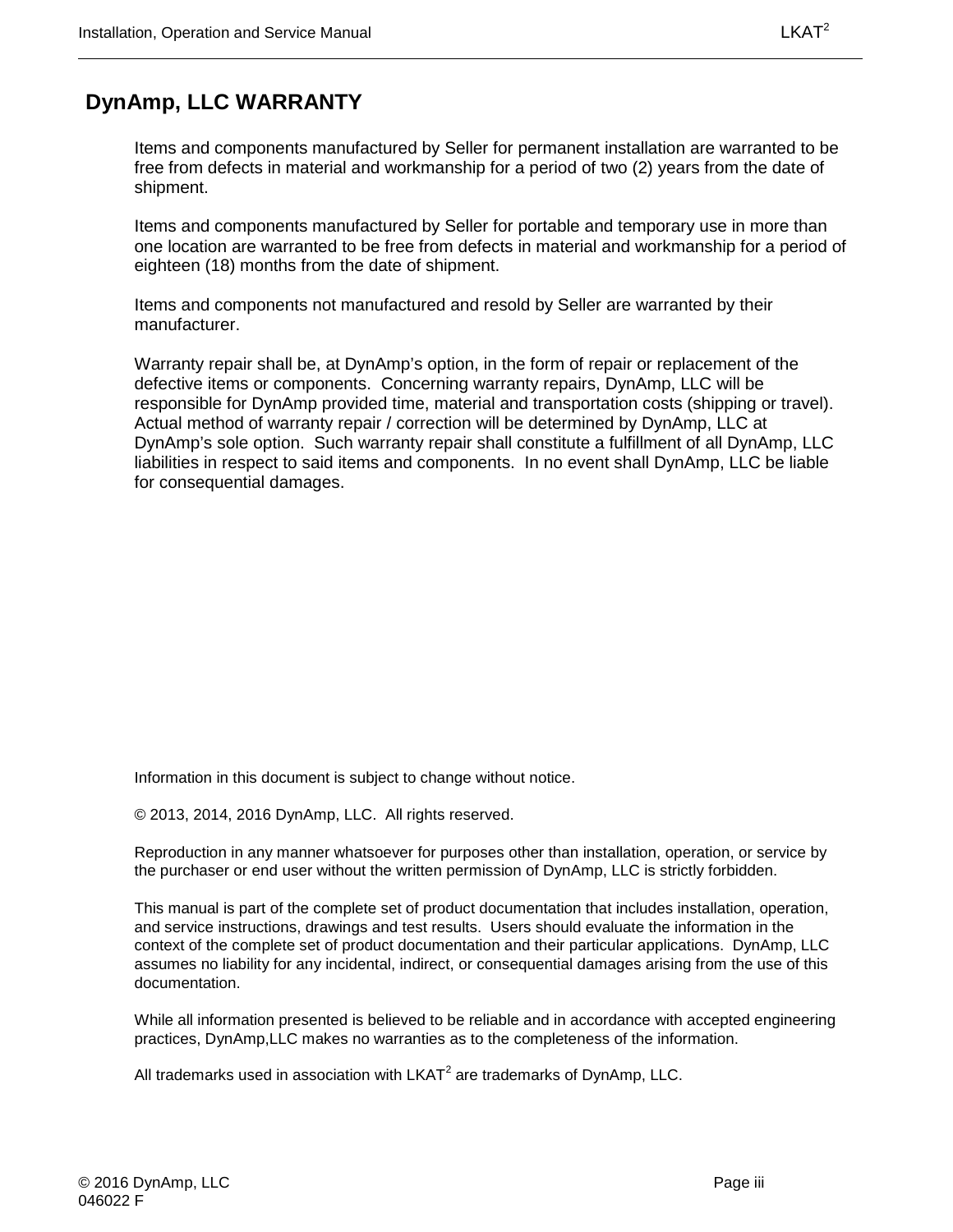# DynAmp, LLC WARRANTY

Items and components manufactured by Seller for permanent installation are warranted to be free from defects in material and workmanship for a period of two (2) years from the date of shipment.

Items and components manufactured by Seller for portable and temporary use in more than one location are warranted to be free from defects in material and workmanship for a period of eighteen (18) months from the date of shipment.

Items and components not manufactured and resold by Seller are warranted by their manufacturer.

Warranty repair shall be, at DynAmp's option, in the form of repair or replacement of the defective items or components. Concerning warranty repairs, DynAmp, LLC will be responsible for DynAmp provided time, material and transportation costs (shipping or travel). Actual method of warranty repair / correction will be determined by DynAmp, LLC at DynAmp's sole option. Such warranty repair shall constitute a fulfillment of all DynAmp, LLC liabilities in respect to said items and components. In no event shall DynAmp, LLC be liable for consequential damages.

Information in this document is subject to change without notice.

© 2013, 2014, 2016 DynAmp, LLC. All rights reserved.

Reproduction in any manner whatsoever for purposes other than installation, operation, or service by the purchaser or end user without the written permission of DynAmp, LLC is strictly forbidden.

This manual is part of the complete set of product documentation that includes installation, operation, and service instructions, drawings and test results. Users should evaluate the information in the context of the complete set of product documentation and their particular applications. DynAmp, LLC assumes no liability for any incidental, indirect, or consequential damages arising from the use of this documentation.

While all information presented is believed to be reliable and in accordance with accepted engineering practices, DynAmp,LLC makes no warranties as to the completeness of the information.

All trademarks used in association with LKAT$^2$ are trademarks of DynAmp, LLC.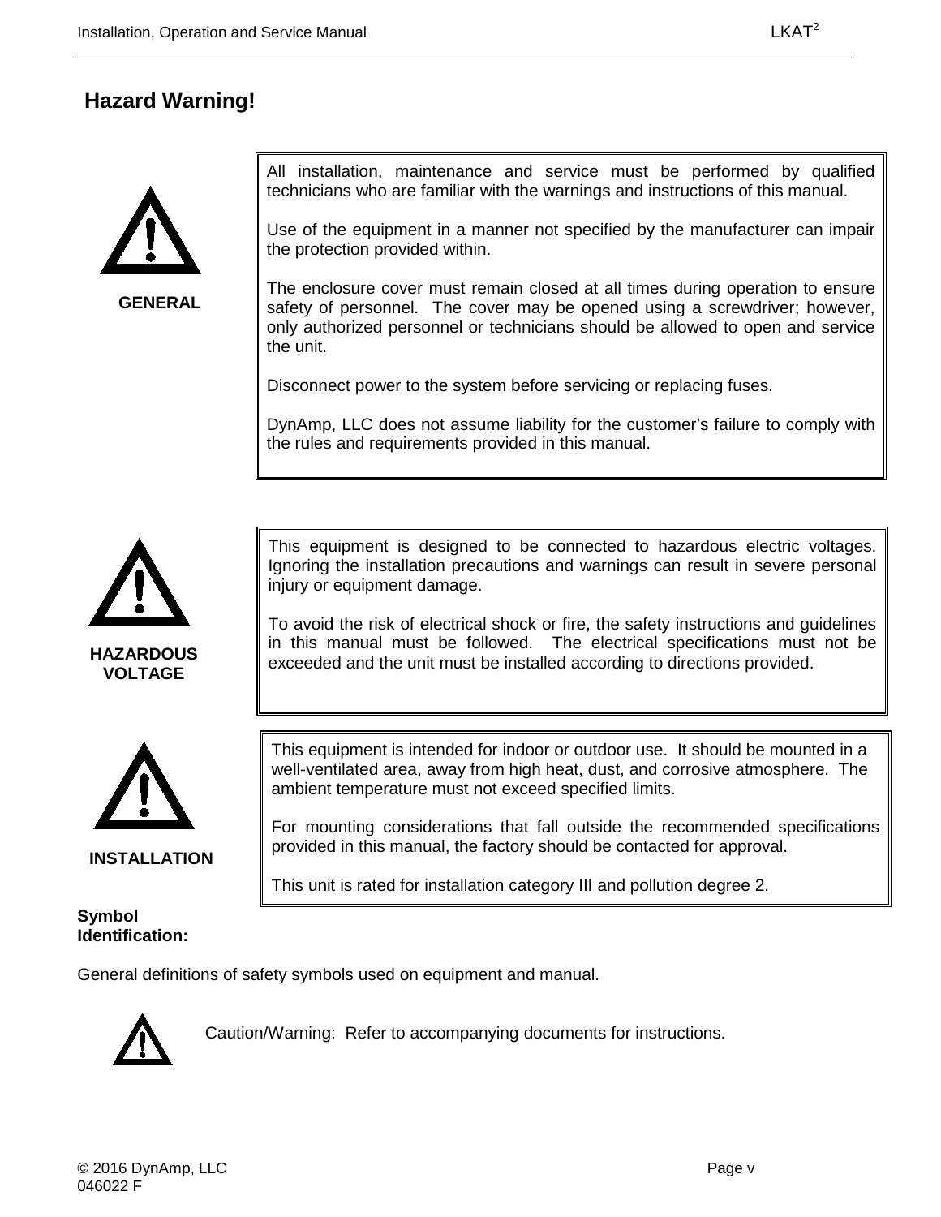# Hazard Warning!

**GENERAL**

All installation, maintenance and service must be performed by qualified technicians who are familiar with the warnings and instructions of this manual.

Use of the equipment in a manner not specified by the manufacturer can impair the protection provided within.

The enclosure cover must remain closed at all times during operation to ensure safety of personnel. The cover may be opened using a screwdriver; however, only authorized personnel or technicians should be allowed to open and service the unit.

Disconnect power to the system before servicing or replacing fuses.

DynAmp, LLC does not assume liability for the customer's failure to comply with the rules and requirements provided in this manual.

**HAZARDOUS VOLTAGE**

This equipment is designed to be connected to hazardous electric voltages. Ignoring the installation precautions and warnings can result in severe personal injury or equipment damage.

To avoid the risk of electrical shock or fire, the safety instructions and guidelines in this manual must be followed. The electrical specifications must not be exceeded and the unit must be installed according to directions provided.

**INSTALLATION**

This equipment is intended for indoor or outdoor use. It should be mounted in a well-ventilated area, away from high heat, dust, and corrosive atmosphere. The ambient temperature must not exceed specified limits.

For mounting considerations that fall outside the recommended specifications provided in this manual, the factory should be contacted for approval.

This unit is rated for installation category III and pollution degree 2.

**Symbol Identification:**

General definitions of safety symbols used on equipment and manual.

Caution/Warning: Refer to accompanying documents for instructions.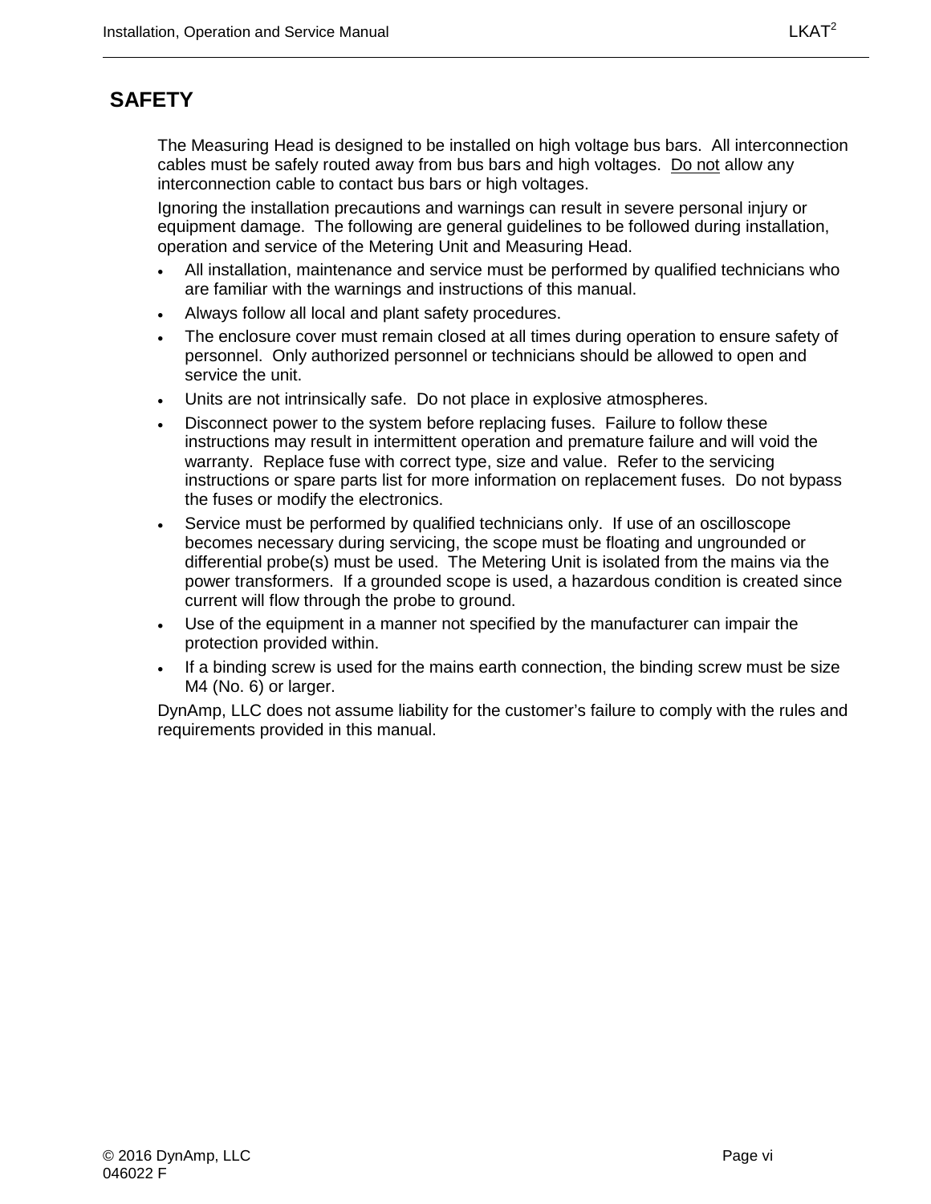# SAFETY

The Measuring Head is designed to be installed on high voltage bus bars. All interconnection cables must be safely routed away from bus bars and high voltages. <u>Do not</u> allow any interconnection cable to contact bus bars or high voltages.

Ignoring the installation precautions and warnings can result in severe personal injury or equipment damage. The following are general guidelines to be followed during installation, operation and service of the Metering Unit and Measuring Head.

- All installation, maintenance and service must be performed by qualified technicians who are familiar with the warnings and instructions of this manual.
- Always follow all local and plant safety procedures.
- The enclosure cover must remain closed at all times during operation to ensure safety of personnel. Only authorized personnel or technicians should be allowed to open and service the unit.
- Units are not intrinsically safe. Do not place in explosive atmospheres.
- Disconnect power to the system before replacing fuses. Failure to follow these instructions may result in intermittent operation and premature failure and will void the warranty. Replace fuse with correct type, size and value. Refer to the servicing instructions or spare parts list for more information on replacement fuses. Do not bypass the fuses or modify the electronics.
- Service must be performed by qualified technicians only. If use of an oscilloscope becomes necessary during servicing, the scope must be floating and ungrounded or differential probe(s) must be used. The Metering Unit is isolated from the mains via the power transformers. If a grounded scope is used, a hazardous condition is created since current will flow through the probe to ground.
- Use of the equipment in a manner not specified by the manufacturer can impair the protection provided within.
- If a binding screw is used for the mains earth connection, the binding screw must be size M4 (No. 6) or larger.

DynAmp, LLC does not assume liability for the customer's failure to comply with the rules and requirements provided in this manual.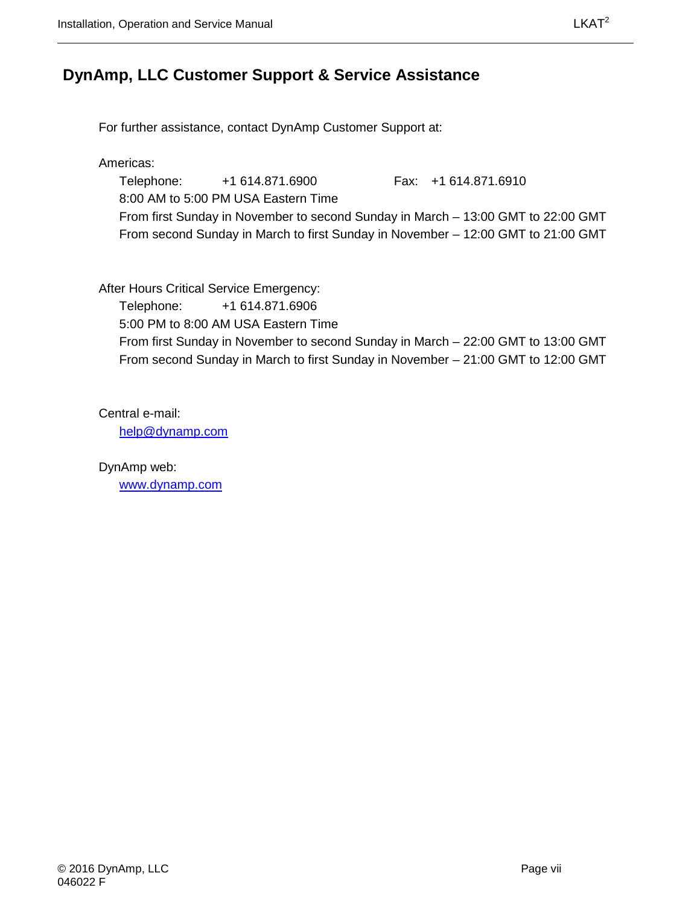## DynAmp, LLC Customer Support & Service Assistance

For further assistance, contact DynAmp Customer Support at:

Americas:

Telephone: +1 614.871.6900 Fax: +1 614.871.6910
8:00 AM to 5:00 PM USA Eastern Time
From first Sunday in November to second Sunday in March – 13:00 GMT to 22:00 GMT
From second Sunday in March to first Sunday in November – 12:00 GMT to 21:00 GMT

After Hours Critical Service Emergency:

Telephone: +1 614.871.6906
5:00 PM to 8:00 AM USA Eastern Time
From first Sunday in November to second Sunday in March – 22:00 GMT to 13:00 GMT
From second Sunday in March to first Sunday in November – 21:00 GMT to 12:00 GMT

Central e-mail:

help@dynamp.com

DynAmp web:

www.dynamp.com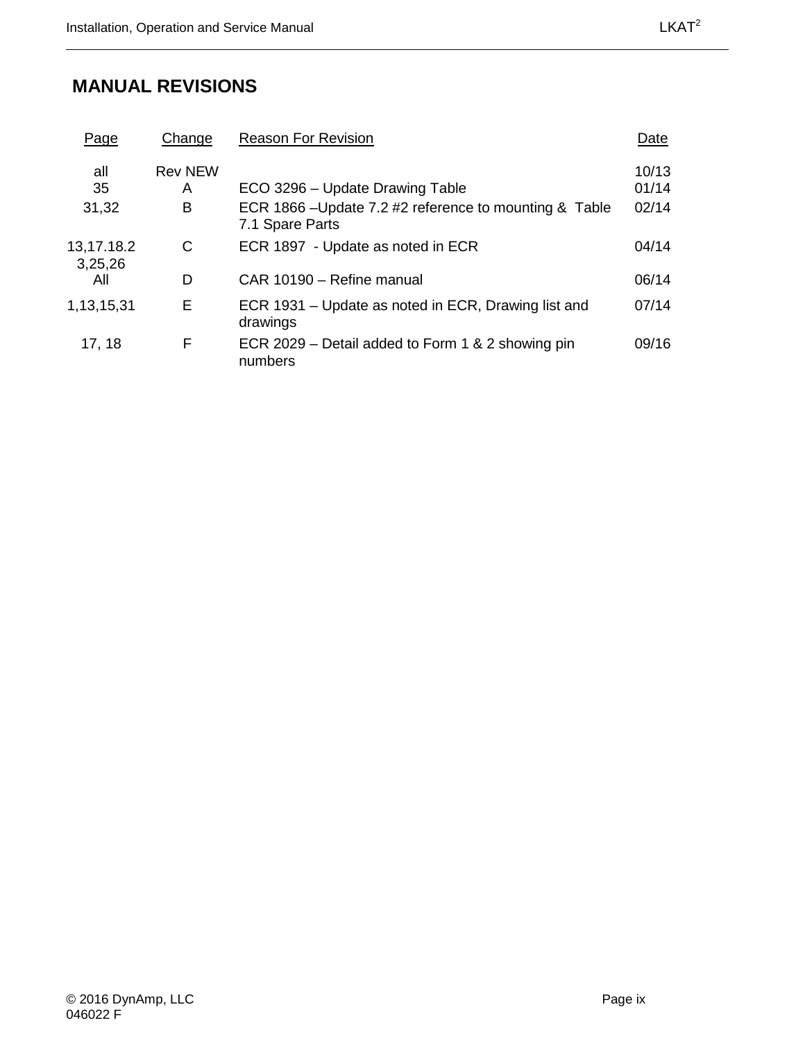# MANUAL REVISIONS

| Page | Change | Reason For Revision | Date |
| --- | --- | --- | --- |
| all | Rev NEW | | 10/13 |
| 35 | A | ECO 3296 – Update Drawing Table | 01/14 |
| 31,32 | B | ECR 1866 –Update 7.2 #2 reference to mounting & Table 7.1 Spare Parts | 02/14 |
| 13,17.18.23,25,26 | C | ECR 1897 - Update as noted in ECR | 04/14 |
| All | D | CAR 10190 – Refine manual | 06/14 |
| 1,13,15,31 | E | ECR 1931 – Update as noted in ECR, Drawing list and drawings | 07/14 |
| 17, 18 | F | ECR 2029 – Detail added to Form 1 & 2 showing pin numbers | 09/16 |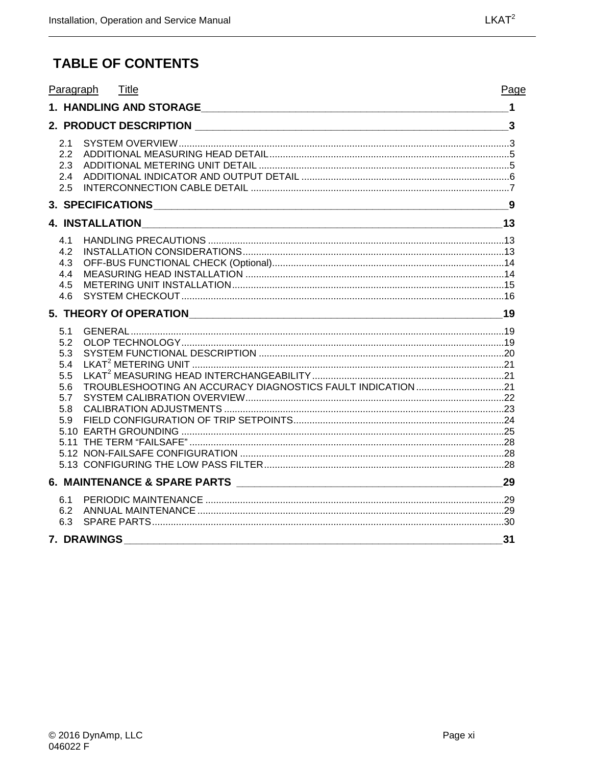# TABLE OF CONTENTS

| Paragraph | Title | Page |
|---|---|---|
| **1.** | **HANDLING AND STORAGE** | **1** |
| **2.** | **PRODUCT DESCRIPTION** | **3** |
| 2.1 | SYSTEM OVERVIEW | 3 |
| 2.2 | ADDITIONAL MEASURING HEAD DETAIL | 5 |
| 2.3 | ADDITIONAL METERING UNIT DETAIL | 5 |
| 2.4 | ADDITIONAL INDICATOR AND OUTPUT DETAIL | 6 |
| 2.5 | INTERCONNECTION CABLE DETAIL | 7 |
| **3.** | **SPECIFICATIONS** | **9** |
| **4.** | **INSTALLATION** | **13** |
| 4.1 | HANDLING PRECAUTIONS | 13 |
| 4.2 | INSTALLATION CONSIDERATIONS | 13 |
| 4.3 | OFF-BUS FUNCTIONAL CHECK (Optional) | 14 |
| 4.4 | MEASURING HEAD INSTALLATION | 14 |
| 4.5 | METERING UNIT INSTALLATION | 15 |
| 4.6 | SYSTEM CHECKOUT | 16 |
| **5.** | **THEORY Of OPERATION** | **19** |
| 5.1 | GENERAL | 19 |
| 5.2 | OLOP TECHNOLOGY | 19 |
| 5.3 | SYSTEM FUNCTIONAL DESCRIPTION | 20 |
| 5.4 | LKAT$^2$ METERING UNIT | 21 |
| 5.5 | LKAT$^2$ MEASURING HEAD INTERCHANGEABILITY | 21 |
| 5.6 | TROUBLESHOOTING AN ACCURACY DIAGNOSTICS FAULT INDICATION | 21 |
| 5.7 | SYSTEM CALIBRATION OVERVIEW | 22 |
| 5.8 | CALIBRATION ADJUSTMENTS | 23 |
| 5.9 | FIELD CONFIGURATION OF TRIP SETPOINTS | 24 |
| 5.10 | EARTH GROUNDING | 25 |
| 5.11 | THE TERM “FAILSAFE” | 28 |
| 5.12 | NON-FAILSAFE CONFIGURATION | 28 |
| 5.13 | CONFIGURING THE LOW PASS FILTER | 28 |
| **6.** | **MAINTENANCE & SPARE PARTS** | **29** |
| 6.1 | PERIODIC MAINTENANCE | 29 |
| 6.2 | ANNUAL MAINTENANCE | 29 |
| 6.3 | SPARE PARTS | 30 |
| **7.** | **DRAWINGS** | **31** |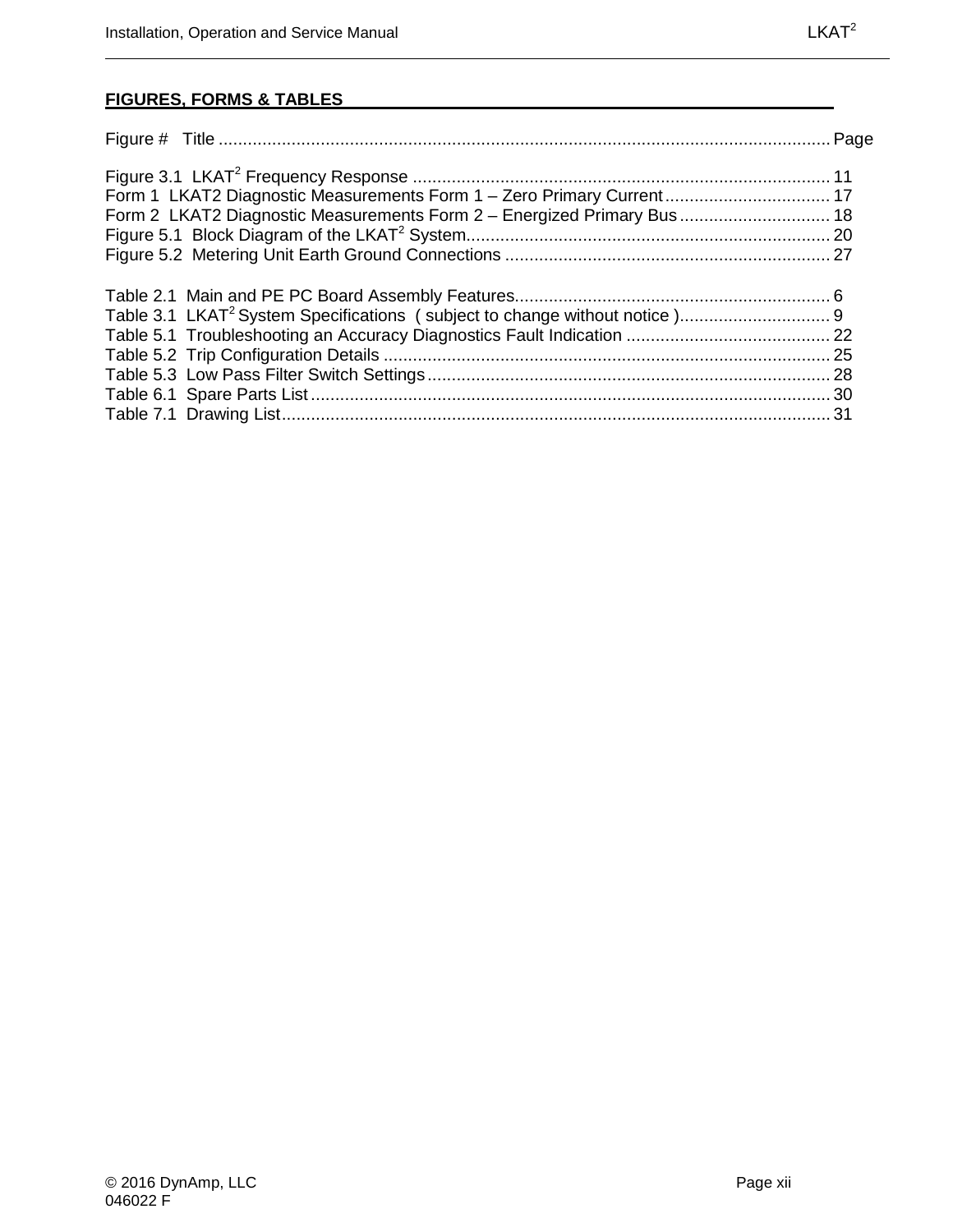## FIGURES, FORMS & TABLES

Figure # Title ..................................................................................................................... Page

Figure 3.1 LKAT$^2$ Frequency Response ..................................................................................... 11
Form 1 LKAT2 Diagnostic Measurements Form 1 – Zero Primary Current .................................. 17
Form 2 LKAT2 Diagnostic Measurements Form 2 – Energized Primary Bus ............................... 18
Figure 5.1 Block Diagram of the LKAT$^2$ System........................................................................... 20
Figure 5.2 Metering Unit Earth Ground Connections .................................................................. 27

Table 2.1 Main and PE PC Board Assembly Features................................................................. 6
Table 3.1 LKAT$^2$ System Specifications ( subject to change without notice )............................... 9
Table 5.1 Troubleshooting an Accuracy Diagnostics Fault Indication .......................................... 22
Table 5.2 Trip Configuration Details ........................................................................................... 25
Table 5.3 Low Pass Filter Switch Settings................................................................................... 28
Table 6.1 Spare Parts List ........................................................................................................... 30
Table 7.1 Drawing List................................................................................................................. 31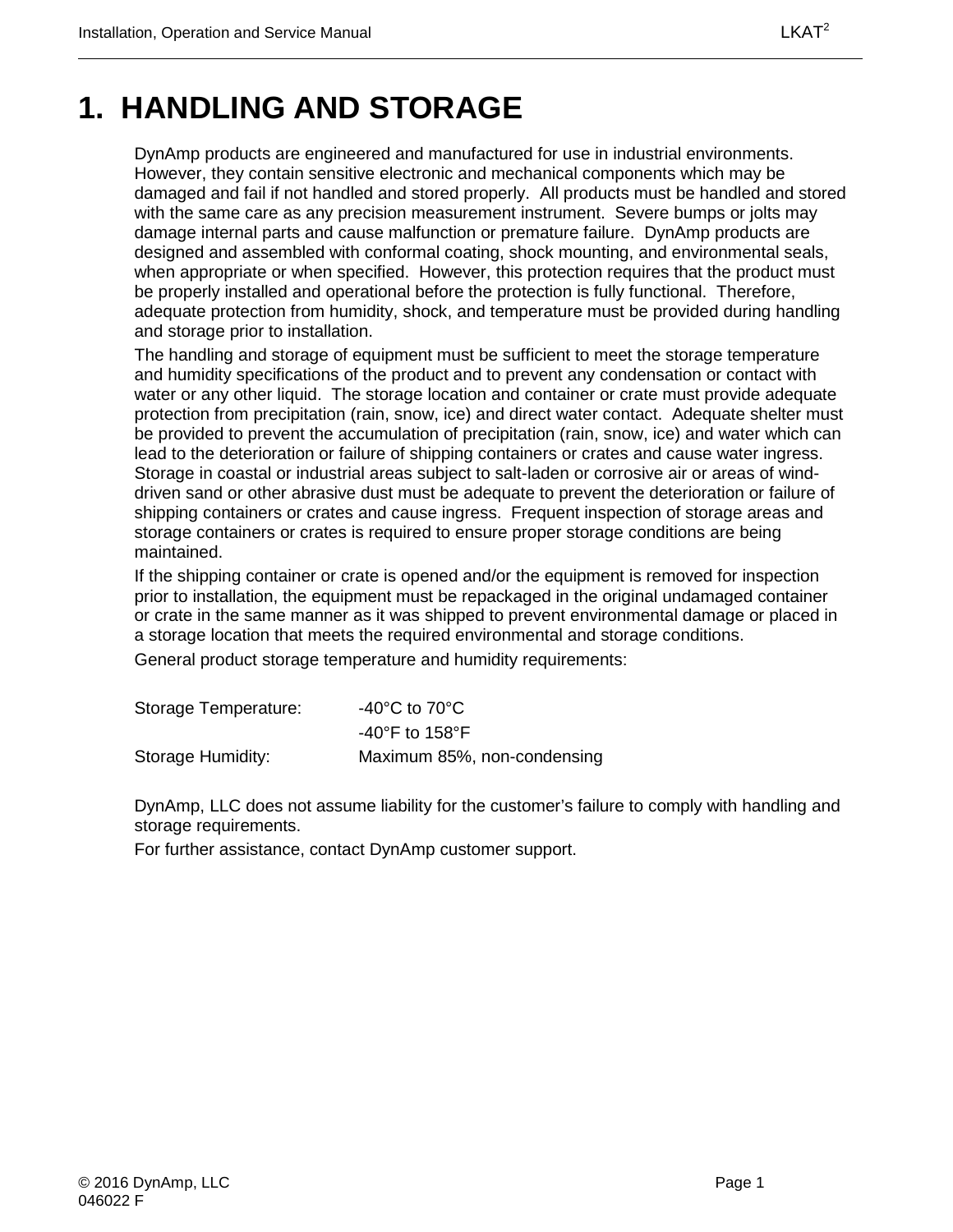# 1. HANDLING AND STORAGE

DynAmp products are engineered and manufactured for use in industrial environments. However, they contain sensitive electronic and mechanical components which may be damaged and fail if not handled and stored properly. All products must be handled and stored with the same care as any precision measurement instrument. Severe bumps or jolts may damage internal parts and cause malfunction or premature failure. DynAmp products are designed and assembled with conformal coating, shock mounting, and environmental seals, when appropriate or when specified. However, this protection requires that the product must be properly installed and operational before the protection is fully functional. Therefore, adequate protection from humidity, shock, and temperature must be provided during handling and storage prior to installation.

The handling and storage of equipment must be sufficient to meet the storage temperature and humidity specifications of the product and to prevent any condensation or contact with water or any other liquid. The storage location and container or crate must provide adequate protection from precipitation (rain, snow, ice) and direct water contact. Adequate shelter must be provided to prevent the accumulation of precipitation (rain, snow, ice) and water which can lead to the deterioration or failure of shipping containers or crates and cause water ingress. Storage in coastal or industrial areas subject to salt-laden or corrosive air or areas of wind-driven sand or other abrasive dust must be adequate to prevent the deterioration or failure of shipping containers or crates and cause ingress. Frequent inspection of storage areas and storage containers or crates is required to ensure proper storage conditions are being maintained.

If the shipping container or crate is opened and/or the equipment is removed for inspection prior to installation, the equipment must be repackaged in the original undamaged container or crate in the same manner as it was shipped to prevent environmental damage or placed in a storage location that meets the required environmental and storage conditions.

General product storage temperature and humidity requirements:

| | |
|---|---|
| Storage Temperature: | -40°C to 70°C<br>-40°F to 158°F |
| Storage Humidity: | Maximum 85%, non-condensing |

DynAmp, LLC does not assume liability for the customer's failure to comply with handling and storage requirements.

For further assistance, contact DynAmp customer support.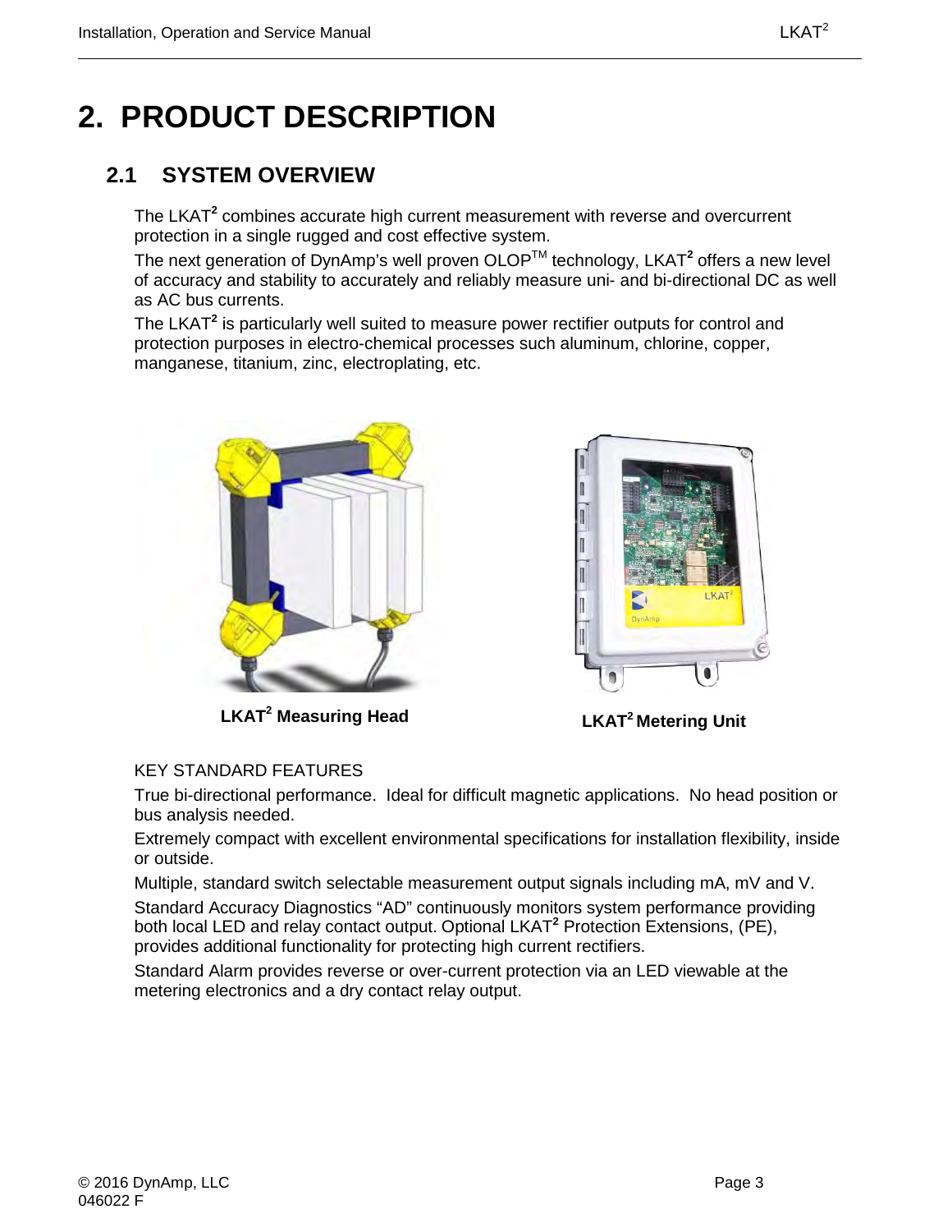# 2. PRODUCT DESCRIPTION

## 2.1 SYSTEM OVERVIEW

The LKAT$^2$ combines accurate high current measurement with reverse and overcurrent protection in a single rugged and cost effective system.

The next generation of DynAmp's well proven OLOP™ technology, LKAT$^2$ offers a new level of accuracy and stability to accurately and reliably measure uni- and bi-directional DC as well as AC bus currents.

The LKAT$^2$ is particularly well suited to measure power rectifier outputs for control and protection purposes in electro-chemical processes such aluminum, chlorine, copper, manganese, titanium, zinc, electroplating, etc.

**LKAT$^2$ Measuring Head**

**LKAT$^2$ Metering Unit**

KEY STANDARD FEATURES

True bi-directional performance. Ideal for difficult magnetic applications. No head position or bus analysis needed.

Extremely compact with excellent environmental specifications for installation flexibility, inside or outside.

Multiple, standard switch selectable measurement output signals including mA, mV and V.

Standard Accuracy Diagnostics "AD" continuously monitors system performance providing both local LED and relay contact output. Optional LKAT$^2$ Protection Extensions, (PE), provides additional functionality for protecting high current rectifiers.

Standard Alarm provides reverse or over-current protection via an LED viewable at the metering electronics and a dry contact relay output.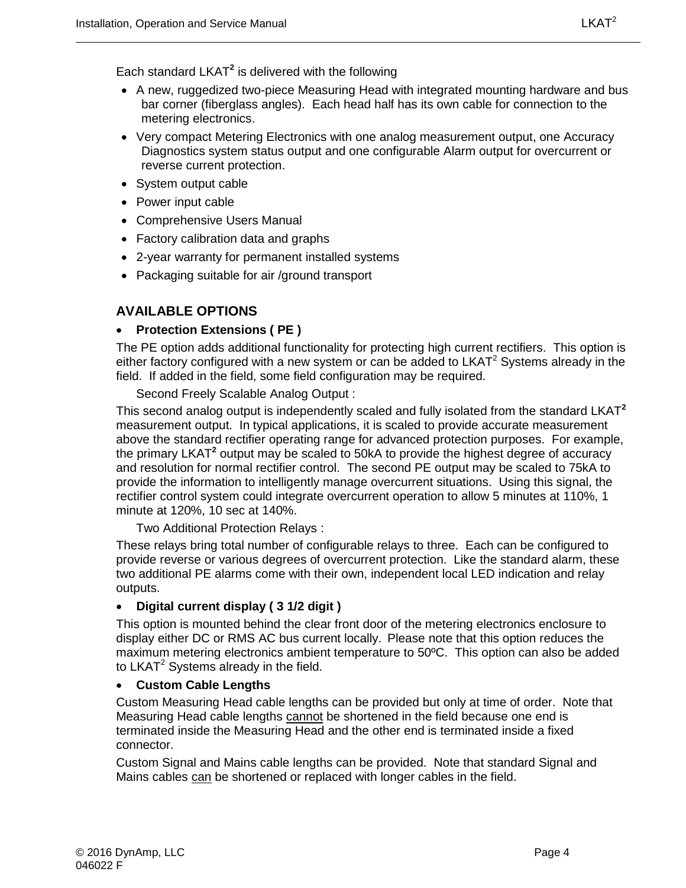Each standard LKAT$^2$ is delivered with the following

- A new, ruggedized two-piece Measuring Head with integrated mounting hardware and bus bar corner (fiberglass angles). Each head half has its own cable for connection to the metering electronics.
- Very compact Metering Electronics with one analog measurement output, one Accuracy Diagnostics system status output and one configurable Alarm output for overcurrent or reverse current protection.
- System output cable
- Power input cable
- Comprehensive Users Manual
- Factory calibration data and graphs
- 2-year warranty for permanent installed systems
- Packaging suitable for air /ground transport

## AVAILABLE OPTIONS

- **Protection Extensions ( PE )**

The PE option adds additional functionality for protecting high current rectifiers. This option is either factory configured with a new system or can be added to LKAT$^2$ Systems already in the field. If added in the field, some field configuration may be required.

Second Freely Scalable Analog Output :

This second analog output is independently scaled and fully isolated from the standard LKAT$^2$ measurement output. In typical applications, it is scaled to provide accurate measurement above the standard rectifier operating range for advanced protection purposes. For example, the primary LKAT$^2$ output may be scaled to 50kA to provide the highest degree of accuracy and resolution for normal rectifier control. The second PE output may be scaled to 75kA to provide the information to intelligently manage overcurrent situations. Using this signal, the rectifier control system could integrate overcurrent operation to allow 5 minutes at 110%, 1 minute at 120%, 10 sec at 140%.

Two Additional Protection Relays :

These relays bring total number of configurable relays to three. Each can be configured to provide reverse or various degrees of overcurrent protection. Like the standard alarm, these two additional PE alarms come with their own, independent local LED indication and relay outputs.

- **Digital current display ( 3 1/2 digit )**

This option is mounted behind the clear front door of the metering electronics enclosure to display either DC or RMS AC bus current locally. Please note that this option reduces the maximum metering electronics ambient temperature to 50ºC. This option can also be added to LKAT$^2$ Systems already in the field.

- **Custom Cable Lengths**

Custom Measuring Head cable lengths can be provided but only at time of order. Note that Measuring Head cable lengths <u>cannot</u> be shortened in the field because one end is terminated inside the Measuring Head and the other end is terminated inside a fixed connector.

Custom Signal and Mains cable lengths can be provided. Note that standard Signal and Mains cables <u>can</u> be shortened or replaced with longer cables in the field.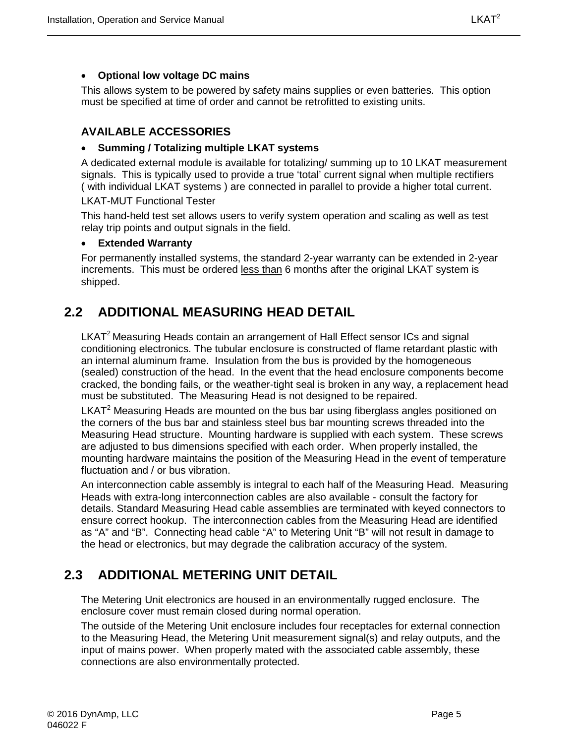- **Optional low voltage DC mains**

This allows system to be powered by safety mains supplies or even batteries. This option must be specified at time of order and cannot be retrofitted to existing units.

### AVAILABLE ACCESSORIES

- **Summing / Totalizing multiple LKAT systems**

A dedicated external module is available for totalizing/ summing up to 10 LKAT measurement signals. This is typically used to provide a true 'total' current signal when multiple rectifiers ( with individual LKAT systems ) are connected in parallel to provide a higher total current.

LKAT-MUT Functional Tester

This hand-held test set allows users to verify system operation and scaling as well as test relay trip points and output signals in the field.

- **Extended Warranty**

For permanently installed systems, the standard 2-year warranty can be extended in 2-year increments. This must be ordered less than 6 months after the original LKAT system is shipped.

## 2.2 ADDITIONAL MEASURING HEAD DETAIL

LKAT$^2$ Measuring Heads contain an arrangement of Hall Effect sensor ICs and signal conditioning electronics. The tubular enclosure is constructed of flame retardant plastic with an internal aluminum frame. Insulation from the bus is provided by the homogeneous (sealed) construction of the head. In the event that the head enclosure components become cracked, the bonding fails, or the weather-tight seal is broken in any way, a replacement head must be substituted. The Measuring Head is not designed to be repaired.

LKAT$^2$ Measuring Heads are mounted on the bus bar using fiberglass angles positioned on the corners of the bus bar and stainless steel bus bar mounting screws threaded into the Measuring Head structure. Mounting hardware is supplied with each system. These screws are adjusted to bus dimensions specified with each order. When properly installed, the mounting hardware maintains the position of the Measuring Head in the event of temperature fluctuation and / or bus vibration.

An interconnection cable assembly is integral to each half of the Measuring Head. Measuring Heads with extra-long interconnection cables are also available - consult the factory for details. Standard Measuring Head cable assemblies are terminated with keyed connectors to ensure correct hookup. The interconnection cables from the Measuring Head are identified as "A" and "B". Connecting head cable "A" to Metering Unit "B" will not result in damage to the head or electronics, but may degrade the calibration accuracy of the system.

## 2.3 ADDITIONAL METERING UNIT DETAIL

The Metering Unit electronics are housed in an environmentally rugged enclosure. The enclosure cover must remain closed during normal operation.

The outside of the Metering Unit enclosure includes four receptacles for external connection to the Measuring Head, the Metering Unit measurement signal(s) and relay outputs, and the input of mains power. When properly mated with the associated cable assembly, these connections are also environmentally protected.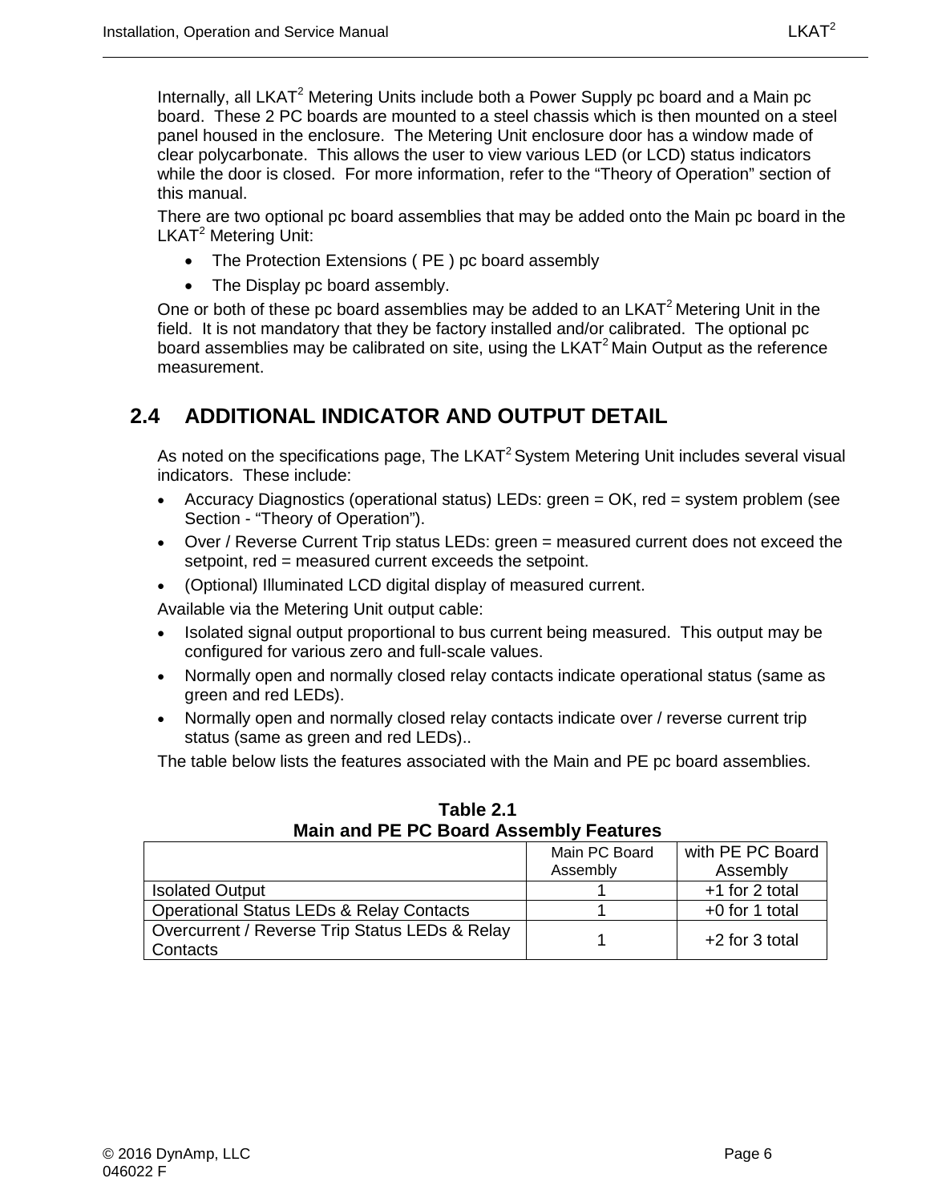Internally, all LKAT$^2$ Metering Units include both a Power Supply pc board and a Main pc board. These 2 PC boards are mounted to a steel chassis which is then mounted on a steel panel housed in the enclosure. The Metering Unit enclosure door has a window made of clear polycarbonate. This allows the user to view various LED (or LCD) status indicators while the door is closed. For more information, refer to the "Theory of Operation" section of this manual.

There are two optional pc board assemblies that may be added onto the Main pc board in the LKAT$^2$ Metering Unit:

- The Protection Extensions ( PE ) pc board assembly
- The Display pc board assembly.

One or both of these pc board assemblies may be added to an LKAT$^2$ Metering Unit in the field. It is not mandatory that they be factory installed and/or calibrated. The optional pc board assemblies may be calibrated on site, using the LKAT$^2$ Main Output as the reference measurement.

## 2.4 ADDITIONAL INDICATOR AND OUTPUT DETAIL

As noted on the specifications page, The LKAT$^2$ System Metering Unit includes several visual indicators. These include:

- Accuracy Diagnostics (operational status) LEDs: green = OK, red = system problem (see Section - "Theory of Operation").
- Over / Reverse Current Trip status LEDs: green = measured current does not exceed the setpoint, red = measured current exceeds the setpoint.
- (Optional) Illuminated LCD digital display of measured current.

Available via the Metering Unit output cable:

- Isolated signal output proportional to bus current being measured. This output may be configured for various zero and full-scale values.
- Normally open and normally closed relay contacts indicate operational status (same as green and red LEDs).
- Normally open and normally closed relay contacts indicate over / reverse current trip status (same as green and red LEDs)..

The table below lists the features associated with the Main and PE pc board assemblies.

**Table 2.1**
**Main and PE PC Board Assembly Features**

| | Main PC Board Assembly | with PE PC Board Assembly |
|---|---|---|
| Isolated Output | 1 | +1 for 2 total |
| Operational Status LEDs & Relay Contacts | 1 | +0 for 1 total |
| Overcurrent / Reverse Trip Status LEDs & Relay Contacts | 1 | +2 for 3 total |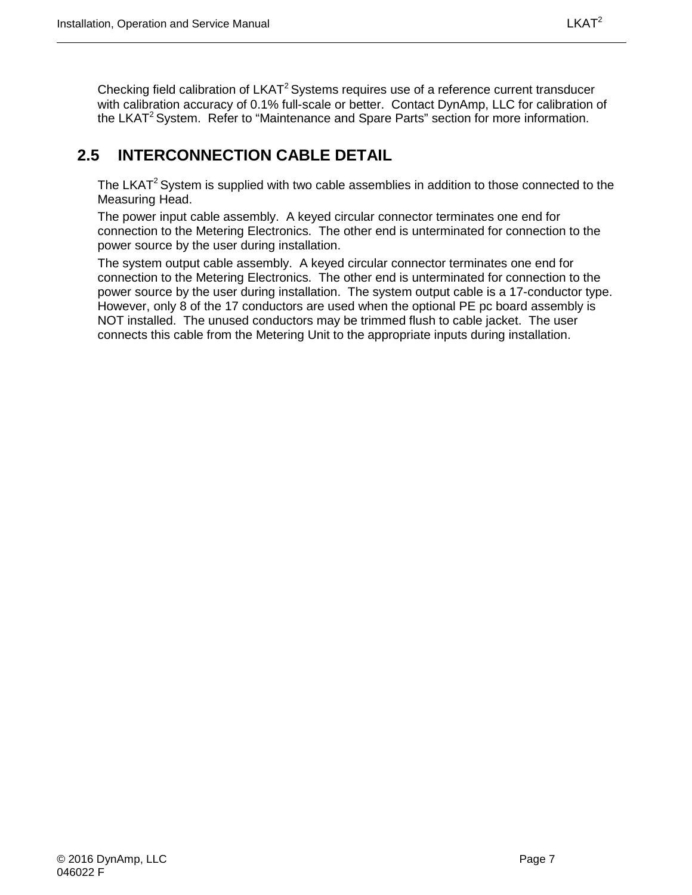Checking field calibration of LKAT$^2$ Systems requires use of a reference current transducer with calibration accuracy of 0.1% full-scale or better. Contact DynAmp, LLC for calibration of the LKAT$^2$ System. Refer to “Maintenance and Spare Parts” section for more information.

## 2.5 INTERCONNECTION CABLE DETAIL

The LKAT$^2$ System is supplied with two cable assemblies in addition to those connected to the Measuring Head.

The power input cable assembly. A keyed circular connector terminates one end for connection to the Metering Electronics. The other end is unterminated for connection to the power source by the user during installation.

The system output cable assembly. A keyed circular connector terminates one end for connection to the Metering Electronics. The other end is unterminated for connection to the power source by the user during installation. The system output cable is a 17-conductor type. However, only 8 of the 17 conductors are used when the optional PE pc board assembly is NOT installed. The unused conductors may be trimmed flush to cable jacket. The user connects this cable from the Metering Unit to the appropriate inputs during installation.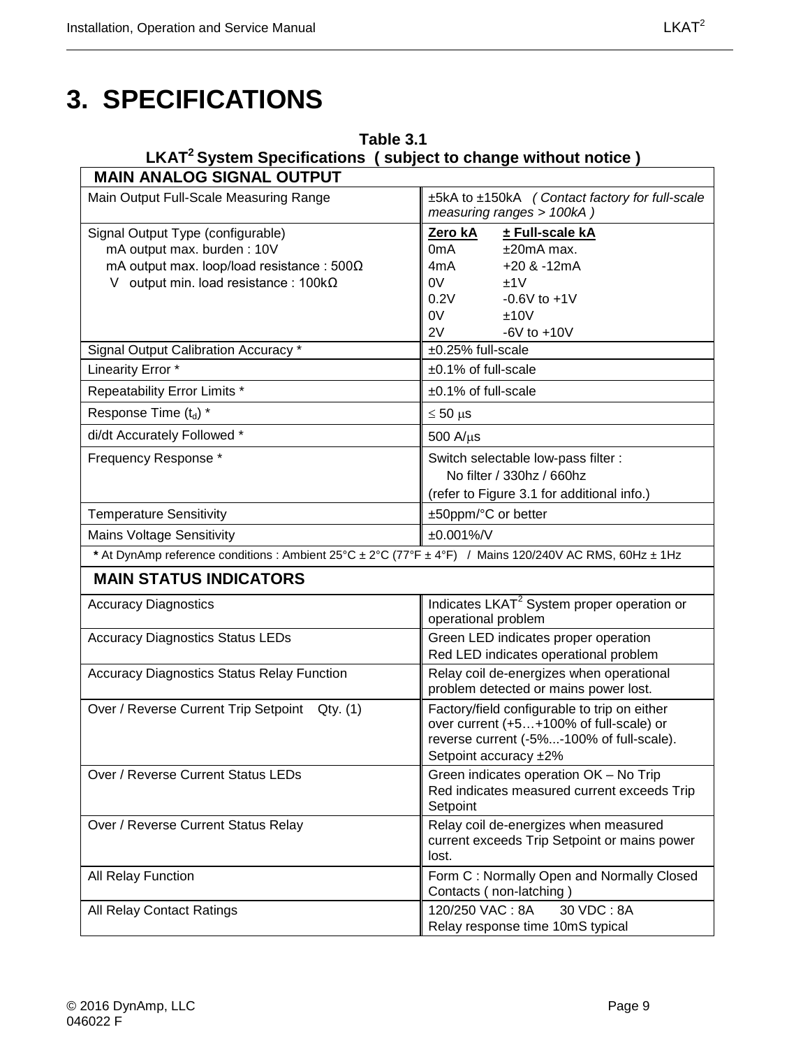# 3. SPECIFICATIONS

**Table 3.1**
**LKAT[2] System Specifications ( subject to change without notice )**

| **MAIN ANALOG SIGNAL OUTPUT** | |
|---|---|
| Main Output Full-Scale Measuring Range | ±5kA to ±150kA *( Contact factory for full-scale measuring ranges > 100kA )* |
| Signal Output Type (configurable)<br>mA output max. burden : 10V<br>mA output max. loop/load resistance : 500Ω<br>V output min. load resistance : 100kΩ | **Zero kA** — **± Full-scale kA**<br>0mA — ±20mA max.<br>4mA — +20 & -12mA<br>0V — ±1V<br>0.2V — -0.6V to +1V<br>0V — ±10V<br>2V — -6V to +10V |
| Signal Output Calibration Accuracy * | ±0.25% full-scale |
| Linearity Error * | ±0.1% of full-scale |
| Repeatability Error Limits * | ±0.1% of full-scale |
| Response Time ($t_d$) * | ≤ 50 μs |
| di/dt Accurately Followed * | 500 A/μs |
| Frequency Response * | Switch selectable low-pass filter :<br>No filter / 330hz / 660hz<br>(refer to Figure 3.1 for additional info.) |
| Temperature Sensitivity | ±50ppm/°C or better |
| Mains Voltage Sensitivity | ±0.001%/V |
| **\*** At DynAmp reference conditions : Ambient 25°C ± 2°C (77°F ± 4°F) / Mains 120/240V AC RMS, 60Hz ± 1Hz | |
| **MAIN STATUS INDICATORS** | |
| Accuracy Diagnostics | Indicates LKAT[2] System proper operation or operational problem |
| Accuracy Diagnostics Status LEDs | Green LED indicates proper operation<br>Red LED indicates operational problem |
| Accuracy Diagnostics Status Relay Function | Relay coil de-energizes when operational problem detected or mains power lost. |
| Over / Reverse Current Trip Setpoint Qty. (1) | Factory/field configurable to trip on either over current (+5…+100% of full-scale) or reverse current (-5%...-100% of full-scale).<br>Setpoint accuracy ±2% |
| Over / Reverse Current Status LEDs | Green indicates operation OK – No Trip<br>Red indicates measured current exceeds Trip Setpoint |
| Over / Reverse Current Status Relay | Relay coil de-energizes when measured current exceeds Trip Setpoint or mains power lost. |
| All Relay Function | Form C : Normally Open and Normally Closed Contacts ( non-latching ) |
| All Relay Contact Ratings | 120/250 VAC : 8A 30 VDC : 8A<br>Relay response time 10mS typical |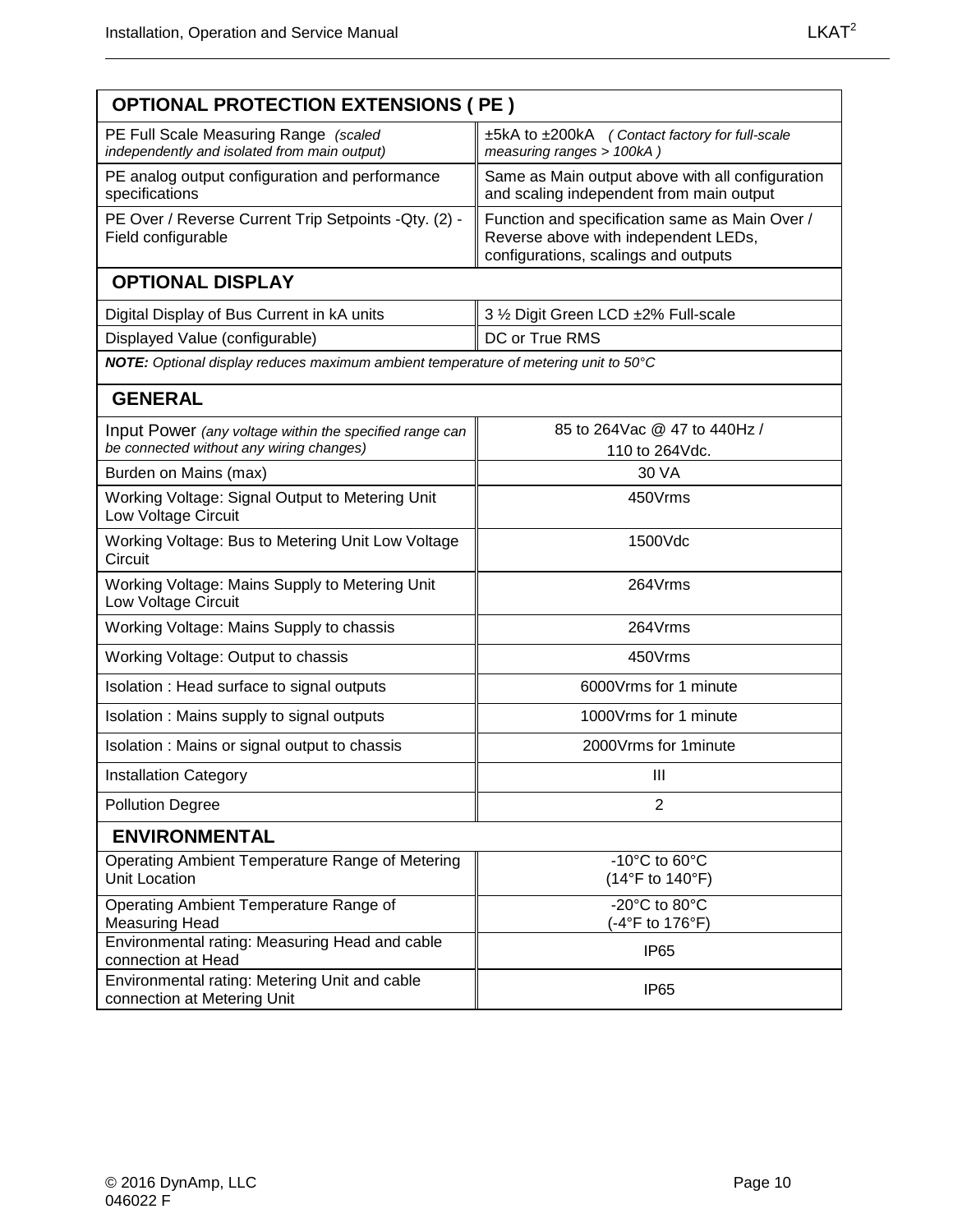| **OPTIONAL PROTECTION EXTENSIONS ( PE )** | |
|---|---|
| PE Full Scale Measuring Range *(scaled independently and isolated from main output)* | ±5kA to ±200kA *( Contact factory for full-scale measuring ranges > 100kA )* |
| PE analog output configuration and performance specifications | Same as Main output above with all configuration and scaling independent from main output |
| PE Over / Reverse Current Trip Setpoints -Qty. (2) - Field configurable | Function and specification same as Main Over / Reverse above with independent LEDs, configurations, scalings and outputs |
| **OPTIONAL DISPLAY** | |
| Digital Display of Bus Current in kA units | 3 ½ Digit Green LCD ±2% Full-scale |
| Displayed Value (configurable) | DC or True RMS |
| ***NOTE:*** *Optional display reduces maximum ambient temperature of metering unit to 50°C* | |
| **GENERAL** | |
| Input Power *(any voltage within the specified range can be connected without any wiring changes)* | 85 to 264Vac @ 47 to 440Hz / 110 to 264Vdc. |
| Burden on Mains (max) | 30 VA |
| Working Voltage: Signal Output to Metering Unit Low Voltage Circuit | 450Vrms |
| Working Voltage: Bus to Metering Unit Low Voltage Circuit | 1500Vdc |
| Working Voltage: Mains Supply to Metering Unit Low Voltage Circuit | 264Vrms |
| Working Voltage: Mains Supply to chassis | 264Vrms |
| Working Voltage: Output to chassis | 450Vrms |
| Isolation : Head surface to signal outputs | 6000Vrms for 1 minute |
| Isolation : Mains supply to signal outputs | 1000Vrms for 1 minute |
| Isolation : Mains or signal output to chassis | 2000Vrms for 1minute |
| Installation Category | III |
| Pollution Degree | 2 |
| **ENVIRONMENTAL** | |
| Operating Ambient Temperature Range of Metering Unit Location | -10°C to 60°C (14°F to 140°F) |
| Operating Ambient Temperature Range of Measuring Head | -20°C to 80°C (-4°F to 176°F) |
| Environmental rating: Measuring Head and cable connection at Head | IP65 |
| Environmental rating: Metering Unit and cable connection at Metering Unit | IP65 |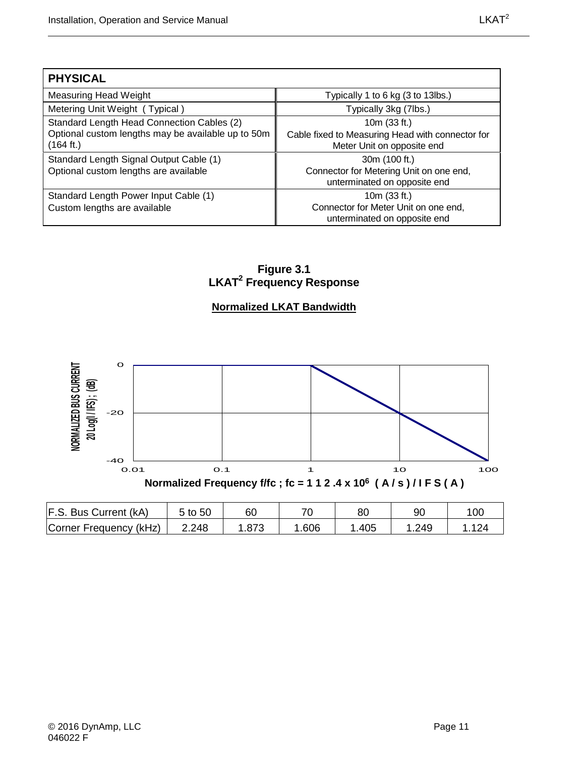| PHYSICAL | |
|---|---|
| Measuring Head Weight | Typically 1 to 6 kg (3 to 13lbs.) |
| Metering Unit Weight ( Typical ) | Typically 3kg (7lbs.) |
| Standard Length Head Connection Cables (2)<br>Optional custom lengths may be available up to 50m (164 ft.) | 10m (33 ft.)<br>Cable fixed to Measuring Head with connector for Meter Unit on opposite end |
| Standard Length Signal Output Cable (1)<br>Optional custom lengths are available | 30m (100 ft.)<br>Connector for Metering Unit on one end, unterminated on opposite end |
| Standard Length Power Input Cable (1)<br>Custom lengths are available | 10m (33 ft.)<br>Connector for Meter Unit on one end, unterminated on opposite end |

**Figure 3.1**
**LKAT$^2$ Frequency Response**

**Normalized LKAT Bandwidth**

NORMALIZED BUS CURRENT 20 Log(I / IFS) ; (dB)

Normalized Frequency f/fc ; fc = 1 1 2 .4 x $10^6$ ( A / s ) / I F S ( A )

| F.S. Bus Current (kA) | 5 to 50 | 60 | 70 | 80 | 90 | 100 |
|---|---|---|---|---|---|---|
| Corner Frequency (kHz) | 2.248 | 1.873 | 1.606 | 1.405 | 1.249 | 1.124 |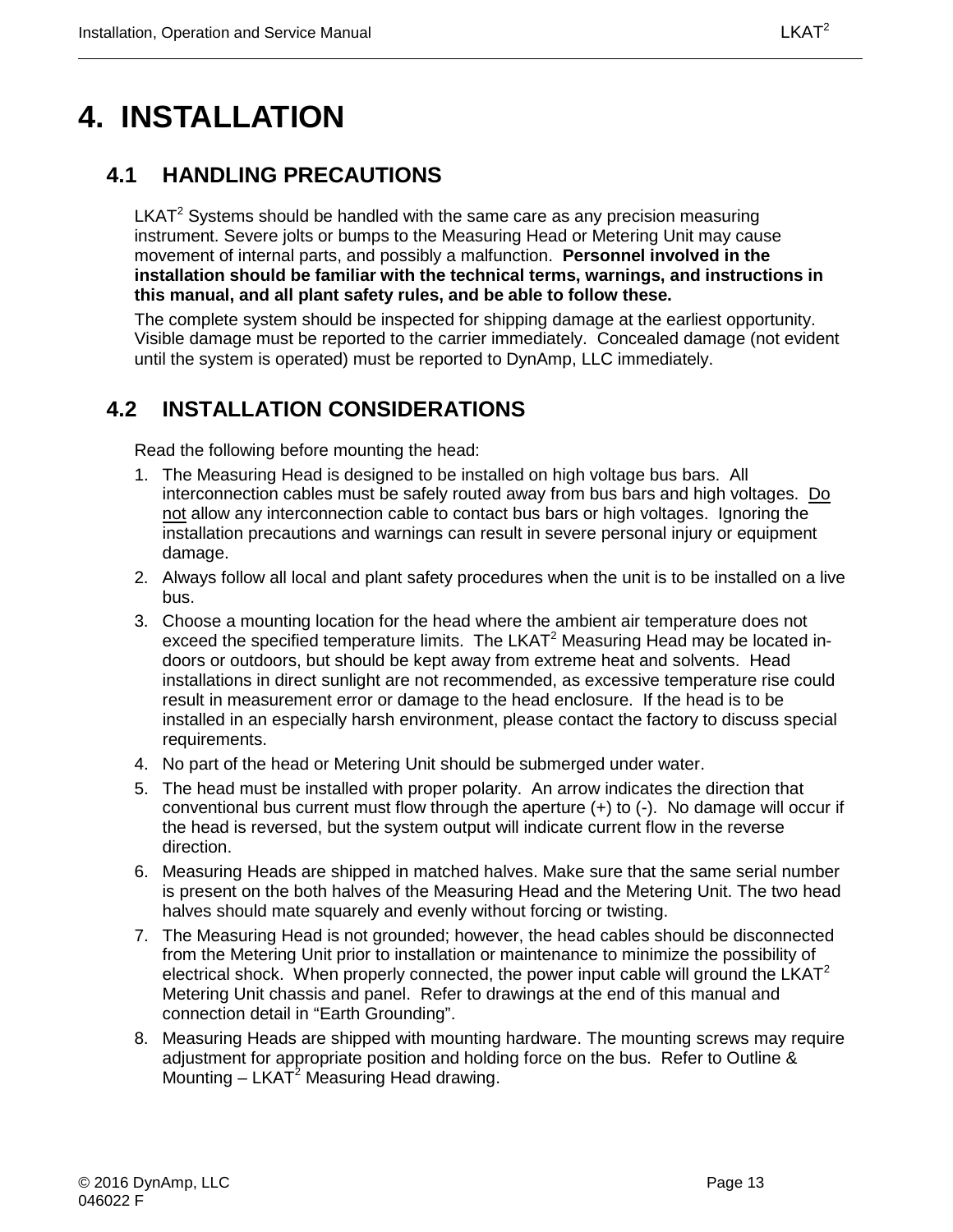# 4. INSTALLATION

## 4.1 HANDLING PRECAUTIONS

LKAT$^2$ Systems should be handled with the same care as any precision measuring instrument. Severe jolts or bumps to the Measuring Head or Metering Unit may cause movement of internal parts, and possibly a malfunction. **Personnel involved in the installation should be familiar with the technical terms, warnings, and instructions in this manual, and all plant safety rules, and be able to follow these.**

The complete system should be inspected for shipping damage at the earliest opportunity. Visible damage must be reported to the carrier immediately. Concealed damage (not evident until the system is operated) must be reported to DynAmp, LLC immediately.

## 4.2 INSTALLATION CONSIDERATIONS

Read the following before mounting the head:

1. The Measuring Head is designed to be installed on high voltage bus bars. All interconnection cables must be safely routed away from bus bars and high voltages. <u>Do not</u> allow any interconnection cable to contact bus bars or high voltages. Ignoring the installation precautions and warnings can result in severe personal injury or equipment damage.
2. Always follow all local and plant safety procedures when the unit is to be installed on a live bus.
3. Choose a mounting location for the head where the ambient air temperature does not exceed the specified temperature limits. The LKAT$^2$ Measuring Head may be located in-doors or outdoors, but should be kept away from extreme heat and solvents. Head installations in direct sunlight are not recommended, as excessive temperature rise could result in measurement error or damage to the head enclosure. If the head is to be installed in an especially harsh environment, please contact the factory to discuss special requirements.
4. No part of the head or Metering Unit should be submerged under water.
5. The head must be installed with proper polarity. An arrow indicates the direction that conventional bus current must flow through the aperture (+) to (-). No damage will occur if the head is reversed, but the system output will indicate current flow in the reverse direction.
6. Measuring Heads are shipped in matched halves. Make sure that the same serial number is present on the both halves of the Measuring Head and the Metering Unit. The two head halves should mate squarely and evenly without forcing or twisting.
7. The Measuring Head is not grounded; however, the head cables should be disconnected from the Metering Unit prior to installation or maintenance to minimize the possibility of electrical shock. When properly connected, the power input cable will ground the LKAT$^2$ Metering Unit chassis and panel. Refer to drawings at the end of this manual and connection detail in "Earth Grounding".
8. Measuring Heads are shipped with mounting hardware. The mounting screws may require adjustment for appropriate position and holding force on the bus. Refer to Outline & Mounting – LKAT$^2$ Measuring Head drawing.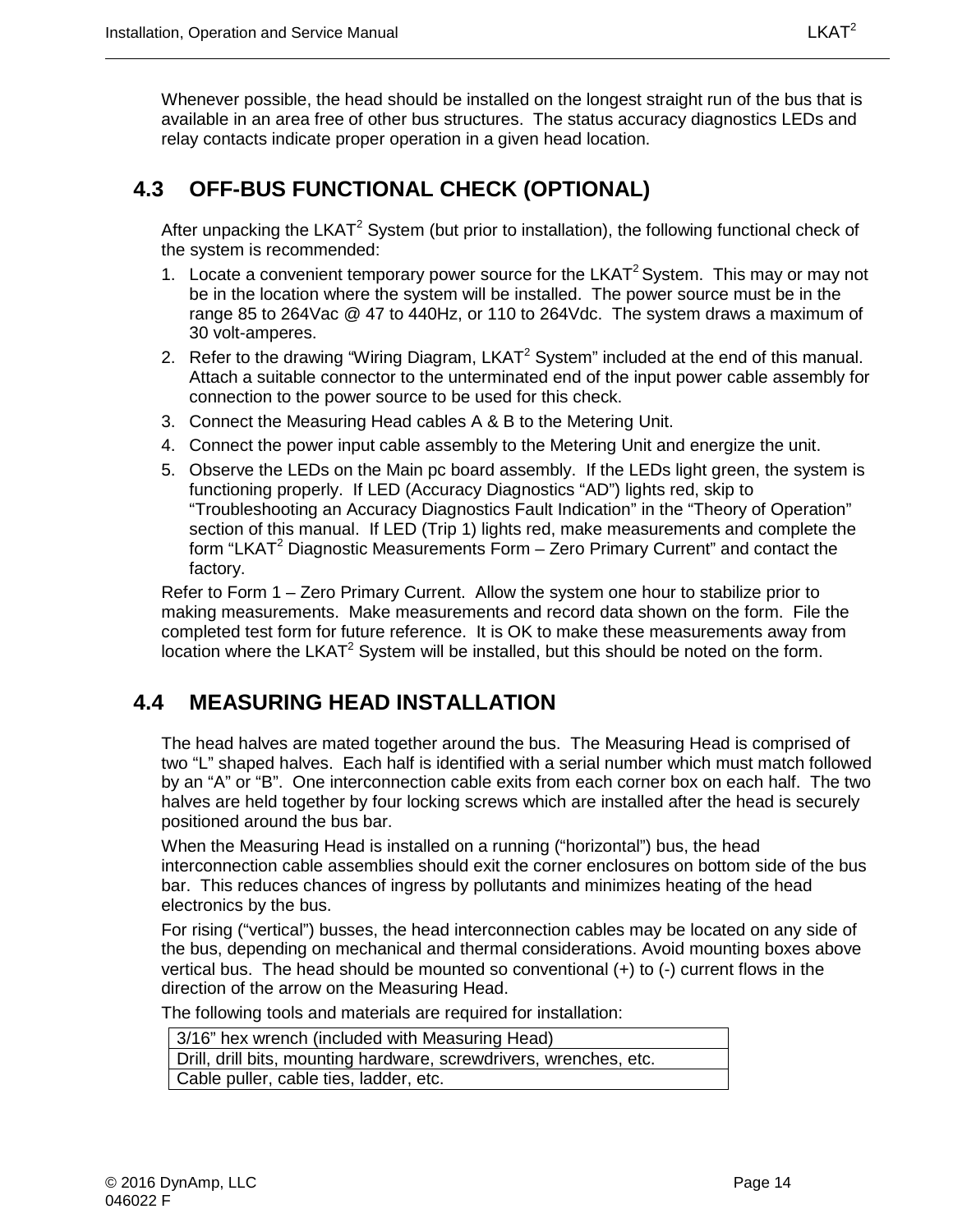Whenever possible, the head should be installed on the longest straight run of the bus that is available in an area free of other bus structures. The status accuracy diagnostics LEDs and relay contacts indicate proper operation in a given head location.

## 4.3 OFF-BUS FUNCTIONAL CHECK (OPTIONAL)

After unpacking the LKAT$^2$ System (but prior to installation), the following functional check of the system is recommended:

1. Locate a convenient temporary power source for the LKAT$^2$ System. This may or may not be in the location where the system will be installed. The power source must be in the range 85 to 264Vac @ 47 to 440Hz, or 110 to 264Vdc. The system draws a maximum of 30 volt-amperes.
2. Refer to the drawing "Wiring Diagram, LKAT$^2$ System" included at the end of this manual. Attach a suitable connector to the unterminated end of the input power cable assembly for connection to the power source to be used for this check.
3. Connect the Measuring Head cables A & B to the Metering Unit.
4. Connect the power input cable assembly to the Metering Unit and energize the unit.
5. Observe the LEDs on the Main pc board assembly. If the LEDs light green, the system is functioning properly. If LED (Accuracy Diagnostics "AD") lights red, skip to "Troubleshooting an Accuracy Diagnostics Fault Indication" in the "Theory of Operation" section of this manual. If LED (Trip 1) lights red, make measurements and complete the form "LKAT$^2$ Diagnostic Measurements Form – Zero Primary Current" and contact the factory.

Refer to Form 1 – Zero Primary Current. Allow the system one hour to stabilize prior to making measurements. Make measurements and record data shown on the form. File the completed test form for future reference. It is OK to make these measurements away from location where the LKAT$^2$ System will be installed, but this should be noted on the form.

## 4.4 MEASURING HEAD INSTALLATION

The head halves are mated together around the bus. The Measuring Head is comprised of two "L" shaped halves. Each half is identified with a serial number which must match followed by an "A" or "B". One interconnection cable exits from each corner box on each half. The two halves are held together by four locking screws which are installed after the head is securely positioned around the bus bar.

When the Measuring Head is installed on a running ("horizontal") bus, the head interconnection cable assemblies should exit the corner enclosures on bottom side of the bus bar. This reduces chances of ingress by pollutants and minimizes heating of the head electronics by the bus.

For rising ("vertical") busses, the head interconnection cables may be located on any side of the bus, depending on mechanical and thermal considerations. Avoid mounting boxes above vertical bus. The head should be mounted so conventional (+) to (-) current flows in the direction of the arrow on the Measuring Head.

The following tools and materials are required for installation:

| |
|---|
| 3/16" hex wrench (included with Measuring Head) |
| Drill, drill bits, mounting hardware, screwdrivers, wrenches, etc. |
| Cable puller, cable ties, ladder, etc. |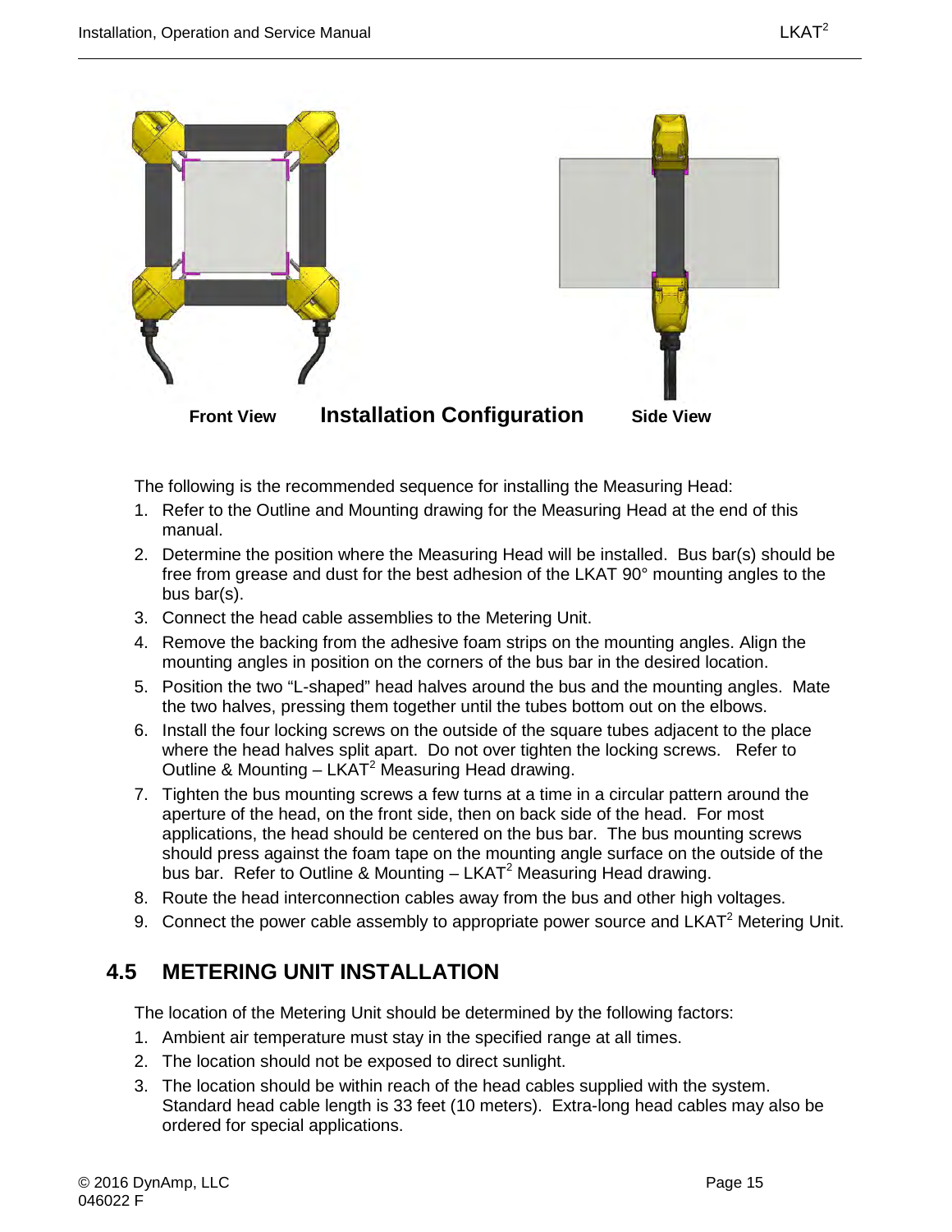Front View **Installation Configuration** Side View

The following is the recommended sequence for installing the Measuring Head:

1. Refer to the Outline and Mounting drawing for the Measuring Head at the end of this manual.
2. Determine the position where the Measuring Head will be installed. Bus bar(s) should be free from grease and dust for the best adhesion of the LKAT 90° mounting angles to the bus bar(s).
3. Connect the head cable assemblies to the Metering Unit.
4. Remove the backing from the adhesive foam strips on the mounting angles. Align the mounting angles in position on the corners of the bus bar in the desired location.
5. Position the two "L-shaped" head halves around the bus and the mounting angles. Mate the two halves, pressing them together until the tubes bottom out on the elbows.
6. Install the four locking screws on the outside of the square tubes adjacent to the place where the head halves split apart. Do not over tighten the locking screws. Refer to Outline & Mounting – LKAT$^2$ Measuring Head drawing.
7. Tighten the bus mounting screws a few turns at a time in a circular pattern around the aperture of the head, on the front side, then on back side of the head. For most applications, the head should be centered on the bus bar. The bus mounting screws should press against the foam tape on the mounting angle surface on the outside of the bus bar. Refer to Outline & Mounting – LKAT$^2$ Measuring Head drawing.
8. Route the head interconnection cables away from the bus and other high voltages.
9. Connect the power cable assembly to appropriate power source and LKAT$^2$ Metering Unit.

## 4.5 METERING UNIT INSTALLATION

The location of the Metering Unit should be determined by the following factors:

1. Ambient air temperature must stay in the specified range at all times.
2. The location should not be exposed to direct sunlight.
3. The location should be within reach of the head cables supplied with the system. Standard head cable length is 33 feet (10 meters). Extra-long head cables may also be ordered for special applications.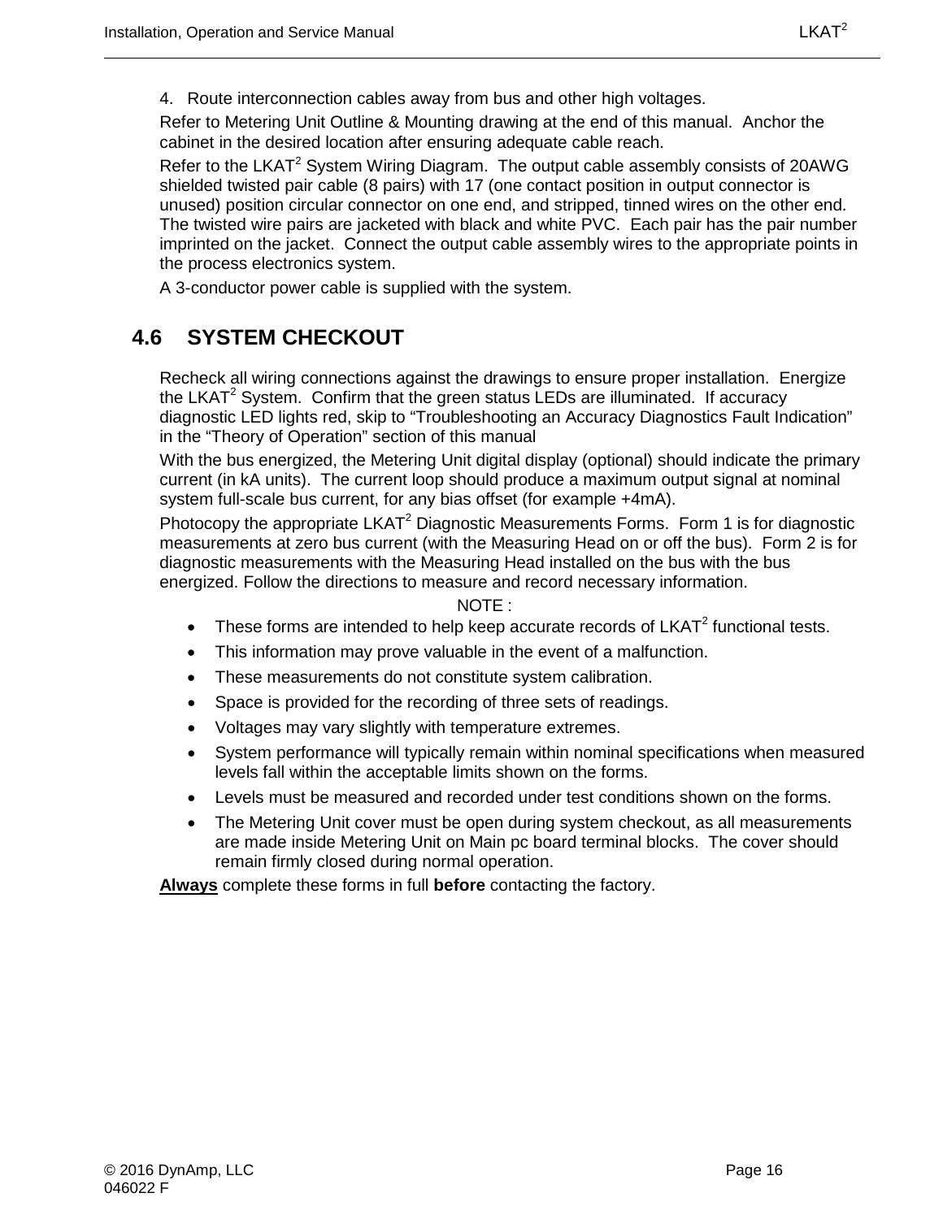4. Route interconnection cables away from bus and other high voltages.

Refer to Metering Unit Outline & Mounting drawing at the end of this manual. Anchor the cabinet in the desired location after ensuring adequate cable reach.

Refer to the LKAT$^2$ System Wiring Diagram. The output cable assembly consists of 20AWG shielded twisted pair cable (8 pairs) with 17 (one contact position in output connector is unused) position circular connector on one end, and stripped, tinned wires on the other end. The twisted wire pairs are jacketed with black and white PVC. Each pair has the pair number imprinted on the jacket. Connect the output cable assembly wires to the appropriate points in the process electronics system.

A 3-conductor power cable is supplied with the system.

## 4.6 SYSTEM CHECKOUT

Recheck all wiring connections against the drawings to ensure proper installation. Energize the LKAT$^2$ System. Confirm that the green status LEDs are illuminated. If accuracy diagnostic LED lights red, skip to "Troubleshooting an Accuracy Diagnostics Fault Indication" in the "Theory of Operation" section of this manual

With the bus energized, the Metering Unit digital display (optional) should indicate the primary current (in kA units). The current loop should produce a maximum output signal at nominal system full-scale bus current, for any bias offset (for example +4mA).

Photocopy the appropriate LKAT$^2$ Diagnostic Measurements Forms. Form 1 is for diagnostic measurements at zero bus current (with the Measuring Head on or off the bus). Form 2 is for diagnostic measurements with the Measuring Head installed on the bus with the bus energized. Follow the directions to measure and record necessary information.

NOTE :

- These forms are intended to help keep accurate records of LKAT$^2$ functional tests.
- This information may prove valuable in the event of a malfunction.
- These measurements do not constitute system calibration.
- Space is provided for the recording of three sets of readings.
- Voltages may vary slightly with temperature extremes.
- System performance will typically remain within nominal specifications when measured levels fall within the acceptable limits shown on the forms.
- Levels must be measured and recorded under test conditions shown on the forms.
- The Metering Unit cover must be open during system checkout, as all measurements are made inside Metering Unit on Main pc board terminal blocks. The cover should remain firmly closed during normal operation.

**Always** complete these forms in full **before** contacting the factory.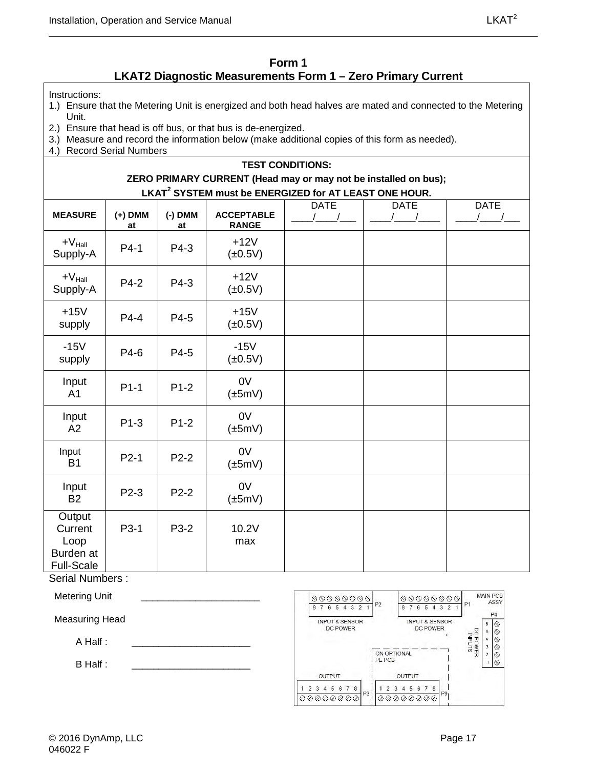## Form 1

## LKAT2 Diagnostic Measurements Form 1 – Zero Primary Current

Instructions:

1.) Ensure that the Metering Unit is energized and both head halves are mated and connected to the Metering Unit.
2.) Ensure that head is off bus, or that bus is de-energized.
3.) Measure and record the information below (make additional copies of this form as needed).
4.) Record Serial Numbers

**TEST CONDITIONS:**

**ZERO PRIMARY CURRENT (Head may or may not be installed on bus);**

**LKAT[2] SYSTEM must be ENERGIZED for AT LEAST ONE HOUR.**

| MEASURE | (+) DMM at | (-) DMM at | ACCEPTABLE RANGE | DATE ____/____/___ | DATE ____/____/____ | DATE ____/____/___ |
|---|---|---|---|---|---|---|
| $+V_{Hall}$ Supply-A | P4-1 | P4-3 | +12V (±0.5V) | | | |
| $+V_{Hall}$ Supply-A | P4-2 | P4-3 | +12V (±0.5V) | | | |
| +15V supply | P4-4 | P4-5 | +15V (±0.5V) | | | |
| -15V supply | P4-6 | P4-5 | -15V (±0.5V) | | | |
| Input A1 | P1-1 | P1-2 | 0V (±5mV) | | | |
| Input A2 | P1-3 | P1-2 | 0V (±5mV) | | | |
| Input B1 | P2-1 | P2-2 | 0V (±5mV) | | | |
| Input B2 | P2-3 | P2-2 | 0V (±5mV) | | | |
| Output Current Loop Burden at Full-Scale | P3-1 | P3-2 | 10.2V max | | | |

Serial Numbers :

Metering Unit ______________________

Measuring Head

A Half : ______________________

B Half : ______________________

MAIN PCB ASSY

P2: 8 7 6 5 4 3 2 1 — INPUT & SENSOR DC POWER

P1: 8 7 6 5 4 3 2 1 — INPUT & SENSOR DC POWER

P4: 6 5 4 3 2 1 — DC POWER INPUTS

ON OPTIONAL PE PCB

P3: OUTPUT 1 2 3 4 5 6 7 8

P9: OUTPUT 1 2 3 4 5 6 7 8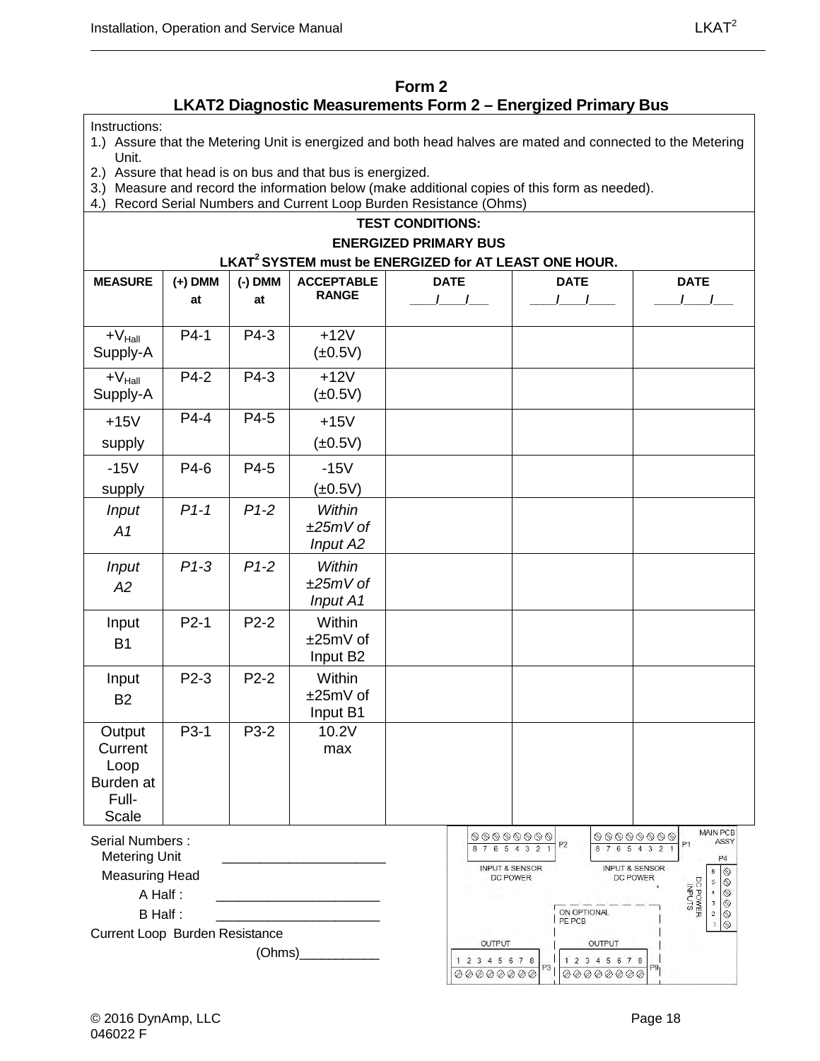# Form 2
## LKAT2 Diagnostic Measurements Form 2 – Energized Primary Bus

Instructions:
1.) Assure that the Metering Unit is energized and both head halves are mated and connected to the Metering Unit.
2.) Assure that head is on bus and that bus is energized.
3.) Measure and record the information below (make additional copies of this form as needed).
4.) Record Serial Numbers and Current Loop Burden Resistance (Ohms)

**TEST CONDITIONS:**
**ENERGIZED PRIMARY BUS**
**LKAT[2] SYSTEM must be ENERGIZED for AT LEAST ONE HOUR.**

| MEASURE | (+) DMM at | (-) DMM at | ACCEPTABLE RANGE | DATE ____/____/___ | DATE ____/____/____ | DATE ____/____/___ |
|---|---|---|---|---|---|---|
| $+V_{Hall}$ Supply-A | P4-1 | P4-3 | +12V (±0.5V) | | | |
| $+V_{Hall}$ Supply-A | P4-2 | P4-3 | +12V (±0.5V) | | | |
| +15V supply | P4-4 | P4-5 | +15V (±0.5V) | | | |
| -15V supply | P4-6 | P4-5 | -15V (±0.5V) | | | |
| *Input A1* | *P1-1* | *P1-2* | *Within ±25mV of Input A2* | | | |
| *Input A2* | *P1-3* | *P1-2* | *Within ±25mV of Input A1* | | | |
| Input B1 | P2-1 | P2-2 | Within ±25mV of Input B2 | | | |
| Input B2 | P2-3 | P2-2 | Within ±25mV of Input B1 | | | |
| Output Current Loop Burden at Full-Scale | P3-1 | P3-2 | 10.2V max | | | |

Serial Numbers :

Metering Unit ______________________

Measuring Head

A Half : ______________________

B Half : ______________________

Current Loop Burden Resistance

(Ohms)___________

MAIN PCB ASSY

P2: 8 7 6 5 4 3 2 1 — INPUT & SENSOR DC POWER

P1: 8 7 6 5 4 3 2 1 — INPUT & SENSOR DC POWER

P4: 6 5 4 3 2 1 — DC POWER INPUTS

ON OPTIONAL PE PCB

P3: OUTPUT 1 2 3 4 5 6 7 8

P9: OUTPUT 1 2 3 4 5 6 7 8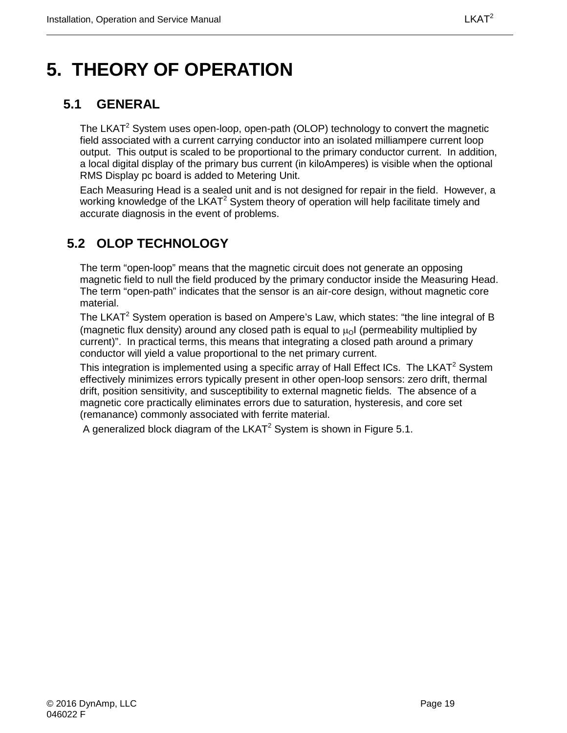# 5. THEORY OF OPERATION

## 5.1 GENERAL

The LKAT[2] System uses open-loop, open-path (OLOP) technology to convert the magnetic field associated with a current carrying conductor into an isolated milliampere current loop output. This output is scaled to be proportional to the primary conductor current. In addition, a local digital display of the primary bus current (in kiloAmperes) is visible when the optional RMS Display pc board is added to Metering Unit.

Each Measuring Head is a sealed unit and is not designed for repair in the field. However, a working knowledge of the LKAT[2] System theory of operation will help facilitate timely and accurate diagnosis in the event of problems.

## 5.2 OLOP TECHNOLOGY

The term “open-loop” means that the magnetic circuit does not generate an opposing magnetic field to null the field produced by the primary conductor inside the Measuring Head. The term “open-path” indicates that the sensor is an air-core design, without magnetic core material.

The LKAT[2] System operation is based on Ampere’s Law, which states: “the line integral of B (magnetic flux density) around any closed path is equal to $\mu_O I$ (permeability multiplied by current)”. In practical terms, this means that integrating a closed path around a primary conductor will yield a value proportional to the net primary current.

This integration is implemented using a specific array of Hall Effect ICs. The LKAT[2] System effectively minimizes errors typically present in other open-loop sensors: zero drift, thermal drift, position sensitivity, and susceptibility to external magnetic fields. The absence of a magnetic core practically eliminates errors due to saturation, hysteresis, and core set (remanance) commonly associated with ferrite material.

A generalized block diagram of the LKAT[2] System is shown in Figure 5.1.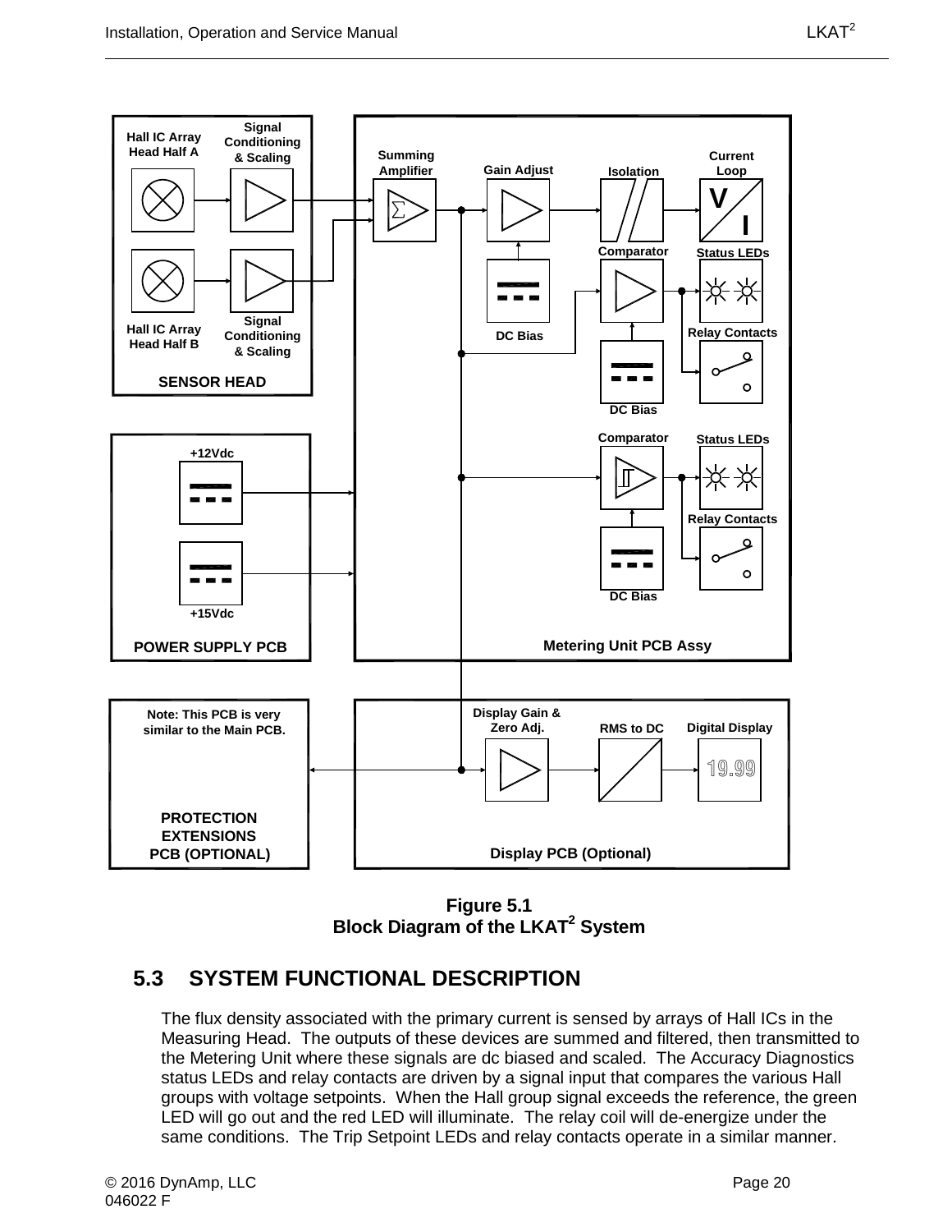**Figure 5.1**
**Block Diagram of the LKAT[2] System**

## 5.3 SYSTEM FUNCTIONAL DESCRIPTION

The flux density associated with the primary current is sensed by arrays of Hall ICs in the Measuring Head. The outputs of these devices are summed and filtered, then transmitted to the Metering Unit where these signals are dc biased and scaled. The Accuracy Diagnostics status LEDs and relay contacts are driven by a signal input that compares the various Hall groups with voltage setpoints. When the Hall group signal exceeds the reference, the green LED will go out and the red LED will illuminate. The relay coil will de-energize under the same conditions. The Trip Setpoint LEDs and relay contacts operate in a similar manner.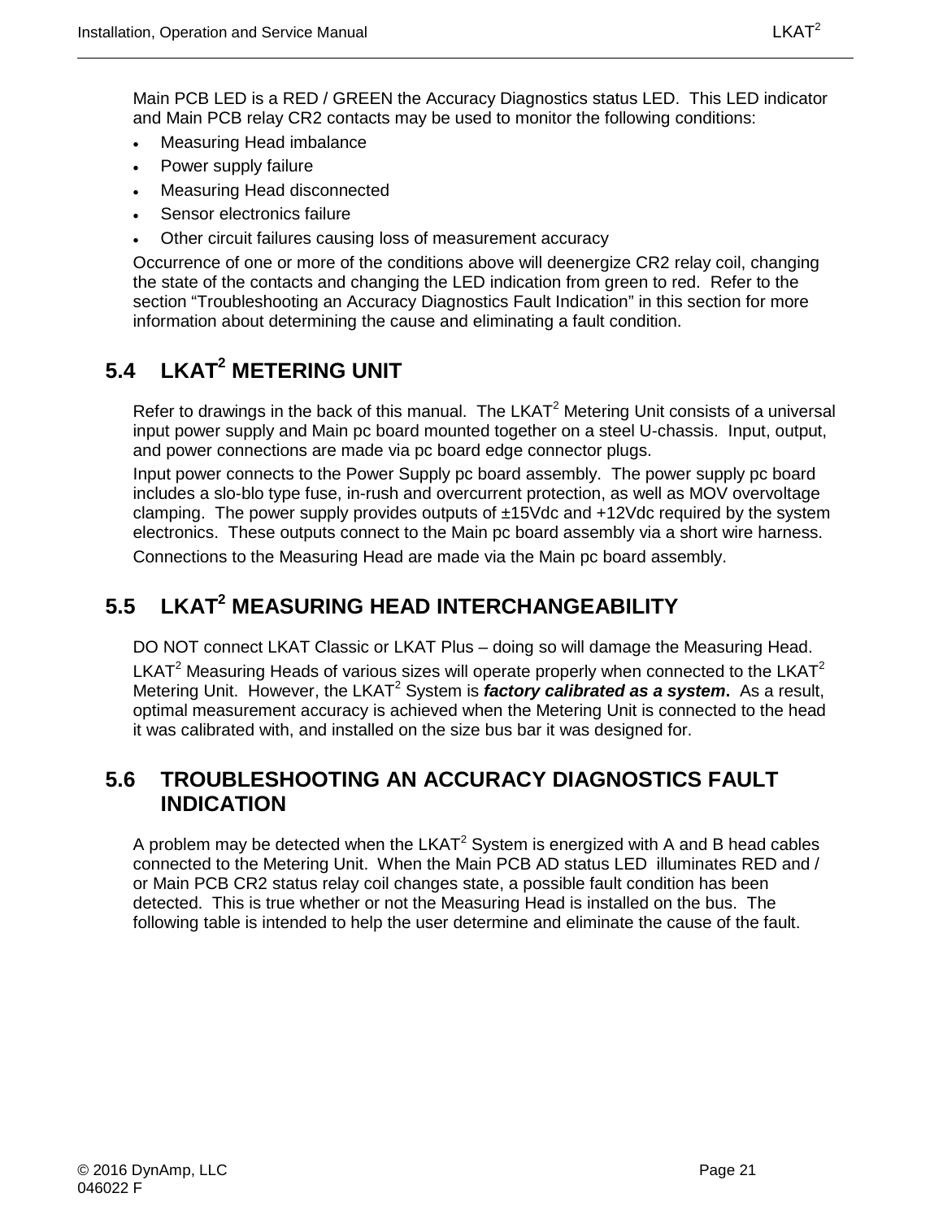Main PCB LED is a RED / GREEN the Accuracy Diagnostics status LED.  This LED indicator and Main PCB relay CR2 contacts may be used to monitor the following conditions:

- Measuring Head imbalance
- Power supply failure
- Measuring Head disconnected
- Sensor electronics failure
- Other circuit failures causing loss of measurement accuracy

Occurrence of one or more of the conditions above will deenergize CR2 relay coil, changing the state of the contacts and changing the LED indication from green to red.  Refer to the section "Troubleshooting an Accuracy Diagnostics Fault Indication" in this section for more information about determining the cause and eliminating a fault condition.

## 5.4 LKAT$^2$ METERING UNIT

Refer to drawings in the back of this manual.  The LKAT$^2$ Metering Unit consists of a universal input power supply and Main pc board mounted together on a steel U-chassis.  Input, output, and power connections are made via pc board edge connector plugs.

Input power connects to the Power Supply pc board assembly.  The power supply pc board includes a slo-blo type fuse, in-rush and overcurrent protection, as well as MOV overvoltage clamping.  The power supply provides outputs of ±15Vdc and +12Vdc required by the system electronics.  These outputs connect to the Main pc board assembly via a short wire harness.

Connections to the Measuring Head are made via the Main pc board assembly.

## 5.5 LKAT$^2$ MEASURING HEAD INTERCHANGEABILITY

DO NOT connect LKAT Classic or LKAT Plus – doing so will damage the Measuring Head.

LKAT$^2$ Measuring Heads of various sizes will operate properly when connected to the LKAT$^2$ Metering Unit.  However, the LKAT$^2$ System is ***factory calibrated as a system***.  As a result, optimal measurement accuracy is achieved when the Metering Unit is connected to the head it was calibrated with, and installed on the size bus bar it was designed for.

## 5.6 TROUBLESHOOTING AN ACCURACY DIAGNOSTICS FAULT INDICATION

A problem may be detected when the LKAT$^2$ System is energized with A and B head cables connected to the Metering Unit.  When the Main PCB AD status LED  illuminates RED and / or Main PCB CR2 status relay coil changes state, a possible fault condition has been detected.  This is true whether or not the Measuring Head is installed on the bus.  The following table is intended to help the user determine and eliminate the cause of the fault.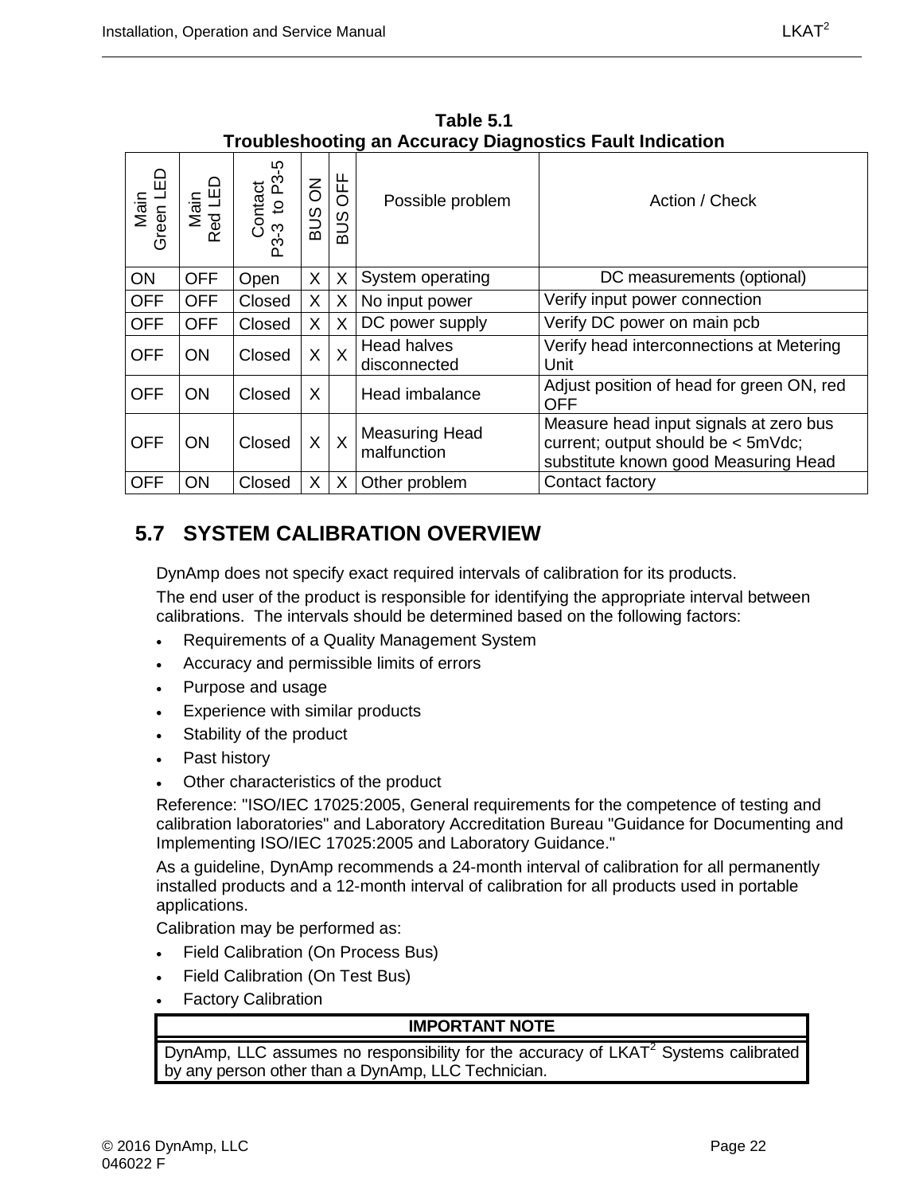**Table 5.1**
**Troubleshooting an Accuracy Diagnostics Fault Indication**

| Main Green LED | Main Red LED | Contact P3-3 to P3-5 | BUS ON | BUS OFF | Possible problem | Action / Check |
|---|---|---|---|---|---|---|
| ON | OFF | Open | X | X | System operating | DC measurements (optional) |
| OFF | OFF | Closed | X | X | No input power | Verify input power connection |
| OFF | OFF | Closed | X | X | DC power supply | Verify DC power on main pcb |
| OFF | ON | Closed | X | X | Head halves disconnected | Verify head interconnections at Metering Unit |
| OFF | ON | Closed | X | | Head imbalance | Adjust position of head for green ON, red OFF |
| OFF | ON | Closed | X | X | Measuring Head malfunction | Measure head input signals at zero bus current; output should be < 5mVdc; substitute known good Measuring Head |
| OFF | ON | Closed | X | X | Other problem | Contact factory |

## 5.7 SYSTEM CALIBRATION OVERVIEW

DynAmp does not specify exact required intervals of calibration for its products.

The end user of the product is responsible for identifying the appropriate interval between calibrations. The intervals should be determined based on the following factors:

- Requirements of a Quality Management System
- Accuracy and permissible limits of errors
- Purpose and usage
- Experience with similar products
- Stability of the product
- Past history
- Other characteristics of the product

Reference: "ISO/IEC 17025:2005, General requirements for the competence of testing and calibration laboratories" and Laboratory Accreditation Bureau "Guidance for Documenting and Implementing ISO/IEC 17025:2005 and Laboratory Guidance."

As a guideline, DynAmp recommends a 24-month interval of calibration for all permanently installed products and a 12-month interval of calibration for all products used in portable applications.

Calibration may be performed as:

- Field Calibration (On Process Bus)
- Field Calibration (On Test Bus)
- Factory Calibration

| IMPORTANT NOTE |
|---|
| DynAmp, LLC assumes no responsibility for the accuracy of LKAT$^2$ Systems calibrated by any person other than a DynAmp, LLC Technician. |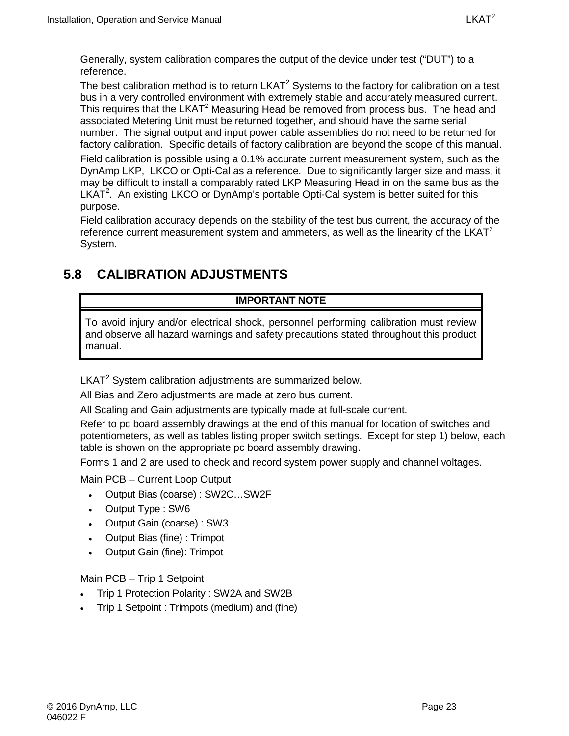Generally, system calibration compares the output of the device under test ("DUT") to a reference.

The best calibration method is to return LKAT$^2$ Systems to the factory for calibration on a test bus in a very controlled environment with extremely stable and accurately measured current. This requires that the LKAT$^2$ Measuring Head be removed from process bus. The head and associated Metering Unit must be returned together, and should have the same serial number. The signal output and input power cable assemblies do not need to be returned for factory calibration. Specific details of factory calibration are beyond the scope of this manual.

Field calibration is possible using a 0.1% accurate current measurement system, such as the DynAmp LKP, LKCO or Opti-Cal as a reference. Due to significantly larger size and mass, it may be difficult to install a comparably rated LKP Measuring Head in on the same bus as the LKAT$^2$. An existing LKCO or DynAmp's portable Opti-Cal system is better suited for this purpose.

Field calibration accuracy depends on the stability of the test bus current, the accuracy of the reference current measurement system and ammeters, as well as the linearity of the LKAT$^2$ System.

## 5.8 CALIBRATION ADJUSTMENTS

| IMPORTANT NOTE |
| --- |
| To avoid injury and/or electrical shock, personnel performing calibration must review and observe all hazard warnings and safety precautions stated throughout this product manual. |

LKAT$^2$ System calibration adjustments are summarized below.

All Bias and Zero adjustments are made at zero bus current.

All Scaling and Gain adjustments are typically made at full-scale current.

Refer to pc board assembly drawings at the end of this manual for location of switches and potentiometers, as well as tables listing proper switch settings. Except for step 1) below, each table is shown on the appropriate pc board assembly drawing.

Forms 1 and 2 are used to check and record system power supply and channel voltages.

Main PCB – Current Loop Output

- Output Bias (coarse) : SW2C…SW2F
- Output Type : SW6
- Output Gain (coarse) : SW3
- Output Bias (fine) : Trimpot
- Output Gain (fine): Trimpot

Main PCB – Trip 1 Setpoint

- Trip 1 Protection Polarity : SW2A and SW2B
- Trip 1 Setpoint : Trimpots (medium) and (fine)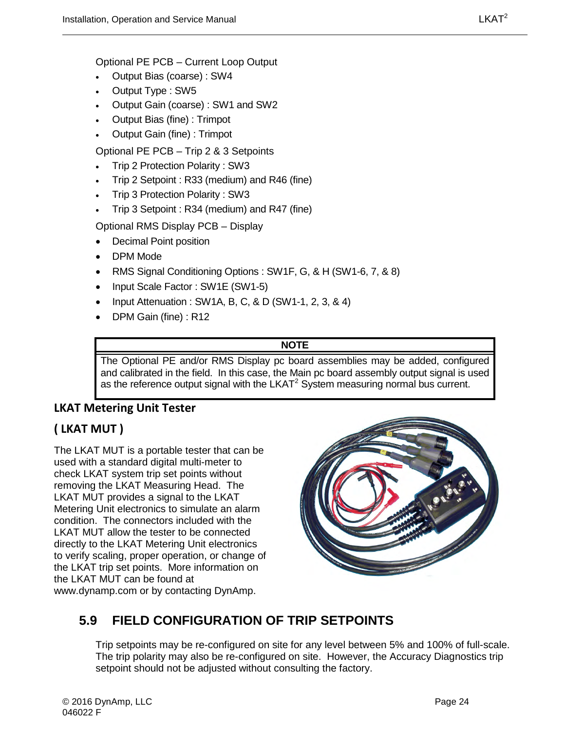Optional PE PCB – Current Loop Output

- Output Bias (coarse) : SW4
- Output Type : SW5
- Output Gain (coarse) : SW1 and SW2
- Output Bias (fine) : Trimpot
- Output Gain (fine) : Trimpot

Optional PE PCB – Trip 2 & 3 Setpoints

- Trip 2 Protection Polarity : SW3
- Trip 2 Setpoint : R33 (medium) and R46 (fine)
- Trip 3 Protection Polarity : SW3
- Trip 3 Setpoint : R34 (medium) and R47 (fine)

Optional RMS Display PCB – Display

- Decimal Point position
- DPM Mode
- RMS Signal Conditioning Options : SW1F, G, & H (SW1-6, 7, & 8)
- Input Scale Factor : SW1E (SW1-5)
- Input Attenuation : SW1A, B, C, & D (SW1-1, 2, 3, & 4)
- DPM Gain (fine) : R12

| NOTE |
|---|
| The Optional PE and/or RMS Display pc board assemblies may be added, configured and calibrated in the field. In this case, the Main pc board assembly output signal is used as the reference output signal with the LKAT$^2$ System measuring normal bus current. |

### LKAT Metering Unit Tester

### ( LKAT MUT )

The LKAT MUT is a portable tester that can be used with a standard digital multi-meter to check LKAT system trip set points without removing the LKAT Measuring Head. The LKAT MUT provides a signal to the LKAT Metering Unit electronics to simulate an alarm condition. The connectors included with the LKAT MUT allow the tester to be connected directly to the LKAT Metering Unit electronics to verify scaling, proper operation, or change of the LKAT trip set points. More information on the LKAT MUT can be found at www.dynamp.com or by contacting DynAmp.

## 5.9 FIELD CONFIGURATION OF TRIP SETPOINTS

Trip setpoints may be re-configured on site for any level between 5% and 100% of full-scale. The trip polarity may also be re-configured on site. However, the Accuracy Diagnostics trip setpoint should not be adjusted without consulting the factory.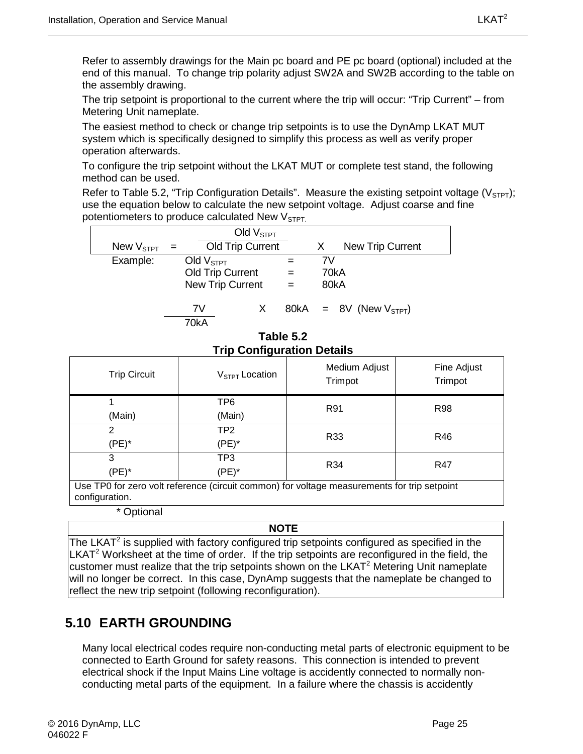Refer to assembly drawings for the Main pc board and PE pc board (optional) included at the end of this manual. To change trip polarity adjust SW2A and SW2B according to the table on the assembly drawing.

The trip setpoint is proportional to the current where the trip will occur: "Trip Current" – from Metering Unit nameplate.

The easiest method to check or change trip setpoints is to use the DynAmp LKAT MUT system which is specifically designed to simplify this process as well as verify proper operation afterwards.

To configure the trip setpoint without the LKAT MUT or complete test stand, the following method can be used.

Refer to Table 5.2, "Trip Configuration Details". Measure the existing setpoint voltage ($V_{STPT}$); use the equation below to calculate the new setpoint voltage. Adjust coarse and fine potentiometers to produce calculated New $V_{STPT}$.

$$\text{New } V_{STPT} = \frac{\text{Old } V_{STPT}}{\text{Old Trip Current}} \times \text{New Trip Current}$$

Example:

Old $V_{STPT}$ = 7V
Old Trip Current = 70kA
New Trip Current = 80kA

$$\frac{7V}{70kA} \times 80kA = 8V \ (\text{New } V_{STPT})$$

**Table 5.2**
**Trip Configuration Details**

| Trip Circuit | $V_{STPT}$ Location | Medium Adjust Trimpot | Fine Adjust Trimpot |
|---|---|---|---|
| 1 (Main) | TP6 (Main) | R91 | R98 |
| 2 (PE)* | TP2 (PE)* | R33 | R46 |
| 3 (PE)* | TP3 (PE)* | R34 | R47 |
| Use TP0 for zero volt reference (circuit common) for voltage measurements for trip setpoint configuration. | | | |

\* Optional

**NOTE**

The LKAT[2] is supplied with factory configured trip setpoints configured as specified in the LKAT[2] Worksheet at the time of order. If the trip setpoints are reconfigured in the field, the customer must realize that the trip setpoints shown on the LKAT[2] Metering Unit nameplate will no longer be correct. In this case, DynAmp suggests that the nameplate be changed to reflect the new trip setpoint (following reconfiguration).

## 5.10 EARTH GROUNDING

Many local electrical codes require non-conducting metal parts of electronic equipment to be connected to Earth Ground for safety reasons. This connection is intended to prevent electrical shock if the Input Mains Line voltage is accidently connected to normally non-conducting metal parts of the equipment. In a failure where the chassis is accidently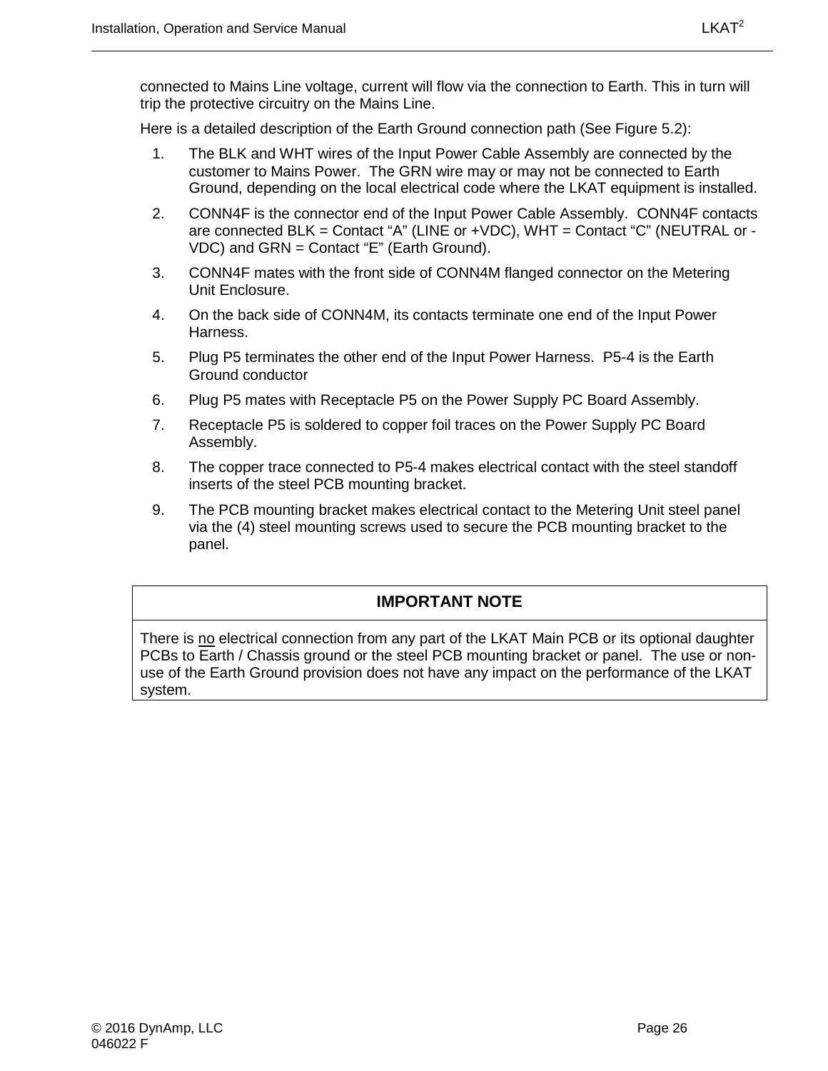connected to Mains Line voltage, current will flow via the connection to Earth. This in turn will trip the protective circuitry on the Mains Line.

Here is a detailed description of the Earth Ground connection path (See Figure 5.2):

1. The BLK and WHT wires of the Input Power Cable Assembly are connected by the customer to Mains Power. The GRN wire may or may not be connected to Earth Ground, depending on the local electrical code where the LKAT equipment is installed.
2. CONN4F is the connector end of the Input Power Cable Assembly. CONN4F contacts are connected BLK = Contact "A" (LINE or +VDC), WHT = Contact "C" (NEUTRAL or -VDC) and GRN = Contact "E" (Earth Ground).
3. CONN4F mates with the front side of CONN4M flanged connector on the Metering Unit Enclosure.
4. On the back side of CONN4M, its contacts terminate one end of the Input Power Harness.
5. Plug P5 terminates the other end of the Input Power Harness. P5-4 is the Earth Ground conductor
6. Plug P5 mates with Receptacle P5 on the Power Supply PC Board Assembly.
7. Receptacle P5 is soldered to copper foil traces on the Power Supply PC Board Assembly.
8. The copper trace connected to P5-4 makes electrical contact with the steel standoff inserts of the steel PCB mounting bracket.
9. The PCB mounting bracket makes electrical contact to the Metering Unit steel panel via the (4) steel mounting screws used to secure the PCB mounting bracket to the panel.

| IMPORTANT NOTE |
| --- |
| There is <u>no</u> electrical connection from any part of the LKAT Main PCB or its optional daughter PCBs to Earth / Chassis ground or the steel PCB mounting bracket or panel. The use or non-use of the Earth Ground provision does not have any impact on the performance of the LKAT system. |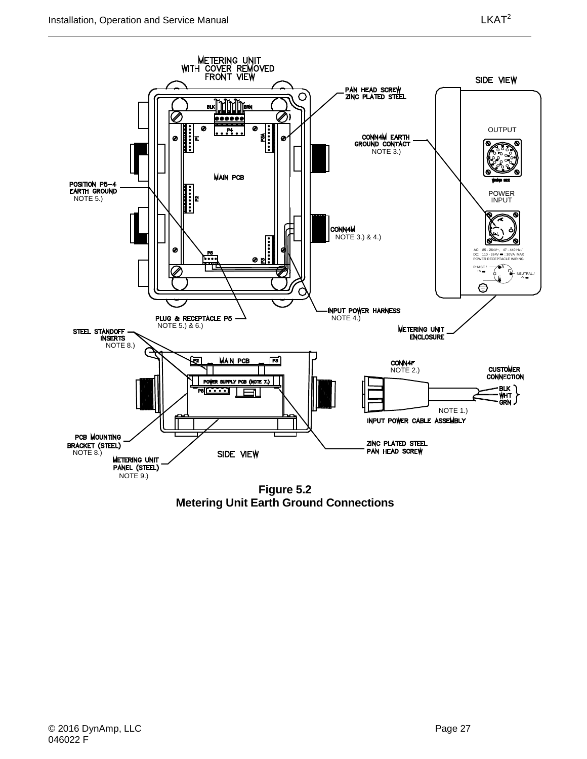**Figure 5.2**
**Metering Unit Earth Ground Connections**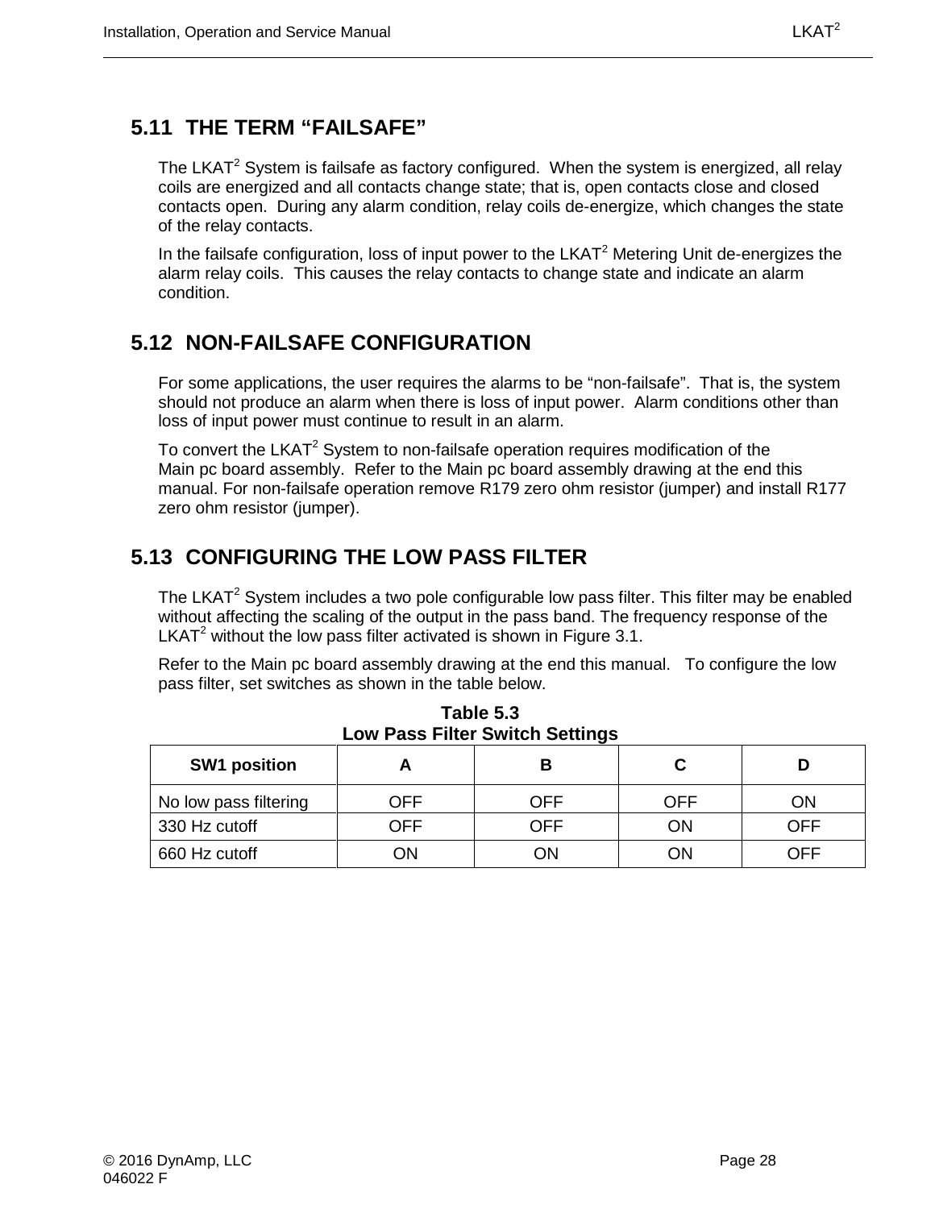## 5.11 THE TERM "FAILSAFE"

The LKAT$^2$ System is failsafe as factory configured. When the system is energized, all relay coils are energized and all contacts change state; that is, open contacts close and closed contacts open. During any alarm condition, relay coils de-energize, which changes the state of the relay contacts.

In the failsafe configuration, loss of input power to the LKAT$^2$ Metering Unit de-energizes the alarm relay coils. This causes the relay contacts to change state and indicate an alarm condition.

## 5.12 NON-FAILSAFE CONFIGURATION

For some applications, the user requires the alarms to be "non-failsafe". That is, the system should not produce an alarm when there is loss of input power. Alarm conditions other than loss of input power must continue to result in an alarm.

To convert the LKAT$^2$ System to non-failsafe operation requires modification of the Main pc board assembly. Refer to the Main pc board assembly drawing at the end this manual. For non-failsafe operation remove R179 zero ohm resistor (jumper) and install R177 zero ohm resistor (jumper).

## 5.13 CONFIGURING THE LOW PASS FILTER

The LKAT$^2$ System includes a two pole configurable low pass filter. This filter may be enabled without affecting the scaling of the output in the pass band. The frequency response of the LKAT$^2$ without the low pass filter activated is shown in Figure 3.1.

Refer to the Main pc board assembly drawing at the end this manual. To configure the low pass filter, set switches as shown in the table below.

**Table 5.3**
**Low Pass Filter Switch Settings**

| SW1 position | A | B | C | D |
|---|---|---|---|---|
| No low pass filtering | OFF | OFF | OFF | ON |
| 330 Hz cutoff | OFF | OFF | ON | OFF |
| 660 Hz cutoff | ON | ON | ON | OFF |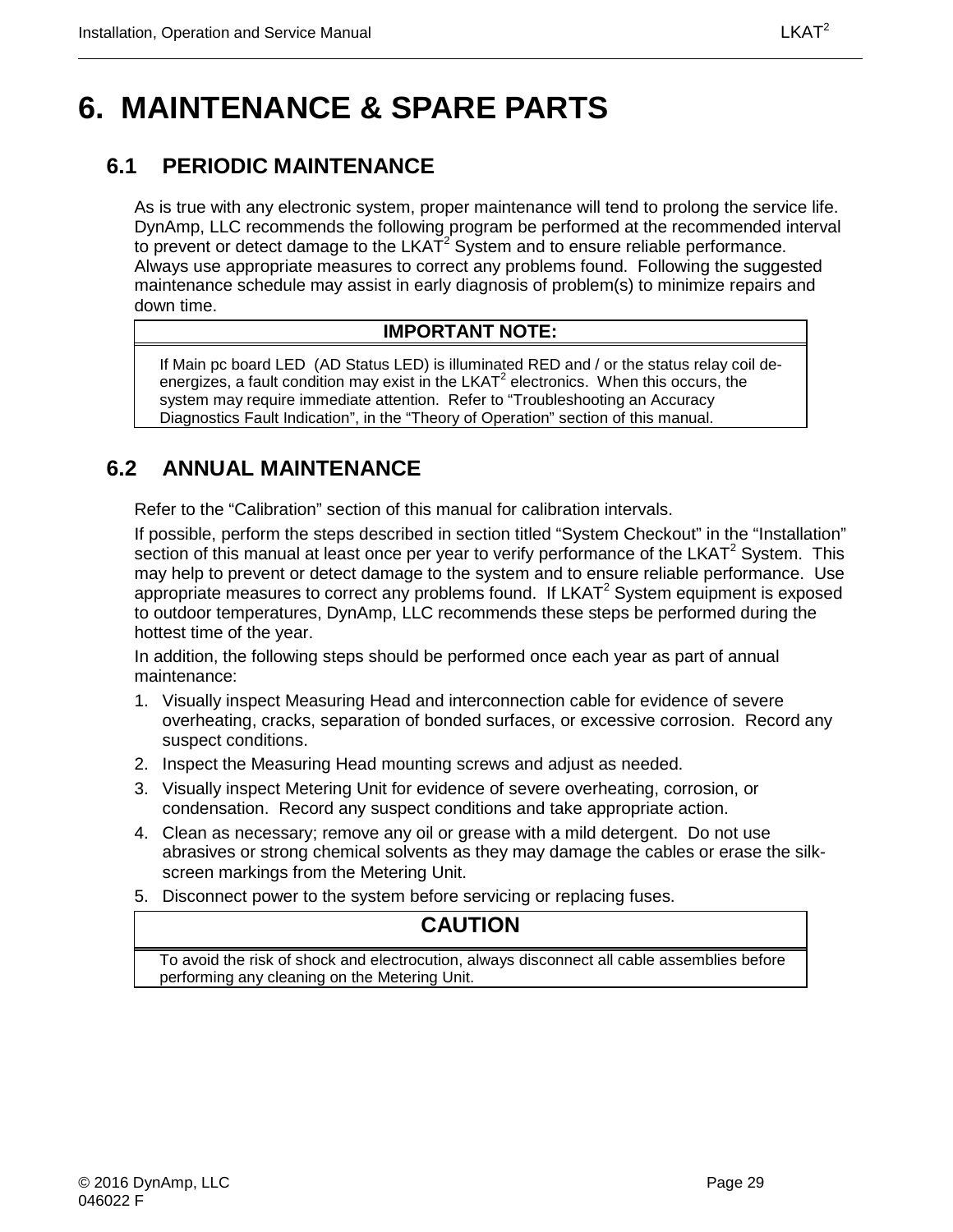# 6. MAINTENANCE & SPARE PARTS

## 6.1 PERIODIC MAINTENANCE

As is true with any electronic system, proper maintenance will tend to prolong the service life. DynAmp, LLC recommends the following program be performed at the recommended interval to prevent or detect damage to the LKAT$^2$ System and to ensure reliable performance. Always use appropriate measures to correct any problems found. Following the suggested maintenance schedule may assist in early diagnosis of problem(s) to minimize repairs and down time.

| IMPORTANT NOTE: |
| --- |
| If Main pc board LED (AD Status LED) is illuminated RED and / or the status relay coil de-energizes, a fault condition may exist in the LKAT$^2$ electronics. When this occurs, the system may require immediate attention. Refer to "Troubleshooting an Accuracy Diagnostics Fault Indication", in the "Theory of Operation" section of this manual. |

## 6.2 ANNUAL MAINTENANCE

Refer to the "Calibration" section of this manual for calibration intervals.

If possible, perform the steps described in section titled "System Checkout" in the "Installation" section of this manual at least once per year to verify performance of the LKAT$^2$ System. This may help to prevent or detect damage to the system and to ensure reliable performance. Use appropriate measures to correct any problems found. If LKAT$^2$ System equipment is exposed to outdoor temperatures, DynAmp, LLC recommends these steps be performed during the hottest time of the year.

In addition, the following steps should be performed once each year as part of annual maintenance:

1. Visually inspect Measuring Head and interconnection cable for evidence of severe overheating, cracks, separation of bonded surfaces, or excessive corrosion. Record any suspect conditions.
2. Inspect the Measuring Head mounting screws and adjust as needed.
3. Visually inspect Metering Unit for evidence of severe overheating, corrosion, or condensation. Record any suspect conditions and take appropriate action.
4. Clean as necessary; remove any oil or grease with a mild detergent. Do not use abrasives or strong chemical solvents as they may damage the cables or erase the silk-screen markings from the Metering Unit.
5. Disconnect power to the system before servicing or replacing fuses.

| CAUTION |
| --- |
| To avoid the risk of shock and electrocution, always disconnect all cable assemblies before performing any cleaning on the Metering Unit. |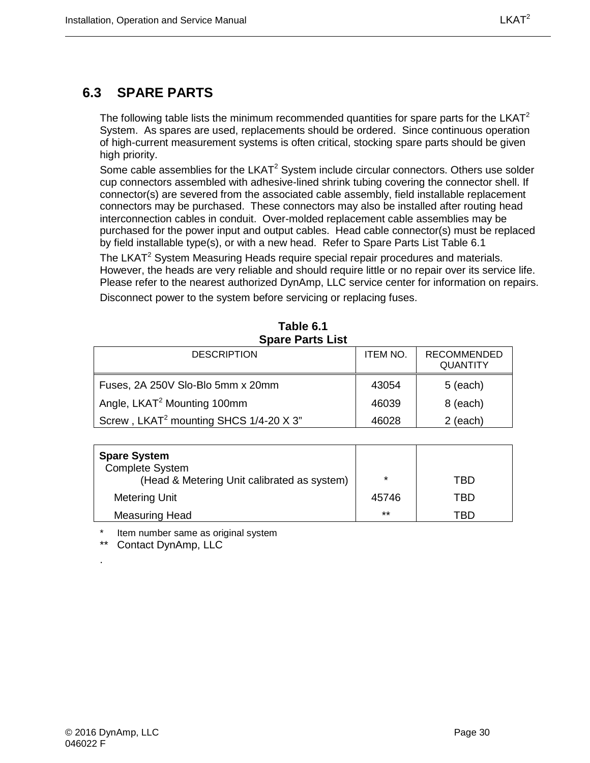## 6.3 SPARE PARTS

The following table lists the minimum recommended quantities for spare parts for the LKAT$^2$ System. As spares are used, replacements should be ordered. Since continuous operation of high-current measurement systems is often critical, stocking spare parts should be given high priority.

Some cable assemblies for the LKAT$^2$ System include circular connectors. Others use solder cup connectors assembled with adhesive-lined shrink tubing covering the connector shell. If connector(s) are severed from the associated cable assembly, field installable replacement connectors may be purchased. These connectors may also be installed after routing head interconnection cables in conduit. Over-molded replacement cable assemblies may be purchased for the power input and output cables. Head cable connector(s) must be replaced by field installable type(s), or with a new head. Refer to Spare Parts List Table 6.1

The LKAT$^2$ System Measuring Heads require special repair procedures and materials. However, the heads are very reliable and should require little or no repair over its service life. Please refer to the nearest authorized DynAmp, LLC service center for information on repairs.

Disconnect power to the system before servicing or replacing fuses.

**Table 6.1**
**Spare Parts List**

| DESCRIPTION | ITEM NO. | RECOMMENDED QUANTITY |
|---|---|---|
| Fuses, 2A 250V Slo-Blo 5mm x 20mm | 43054 | 5 (each) |
| Angle, LKAT$^2$ Mounting 100mm | 46039 | 8 (each) |
| Screw , LKAT$^2$ mounting SHCS 1/4-20 X 3” | 46028 | 2 (each) |

| | | |
|---|---|---|
| **Spare System** | | |
| Complete System (Head & Metering Unit calibrated as system) | * | TBD |
| Metering Unit | 45746 | TBD |
| Measuring Head | ** | TBD |

\* Item number same as original system

** Contact DynAmp, LLC

.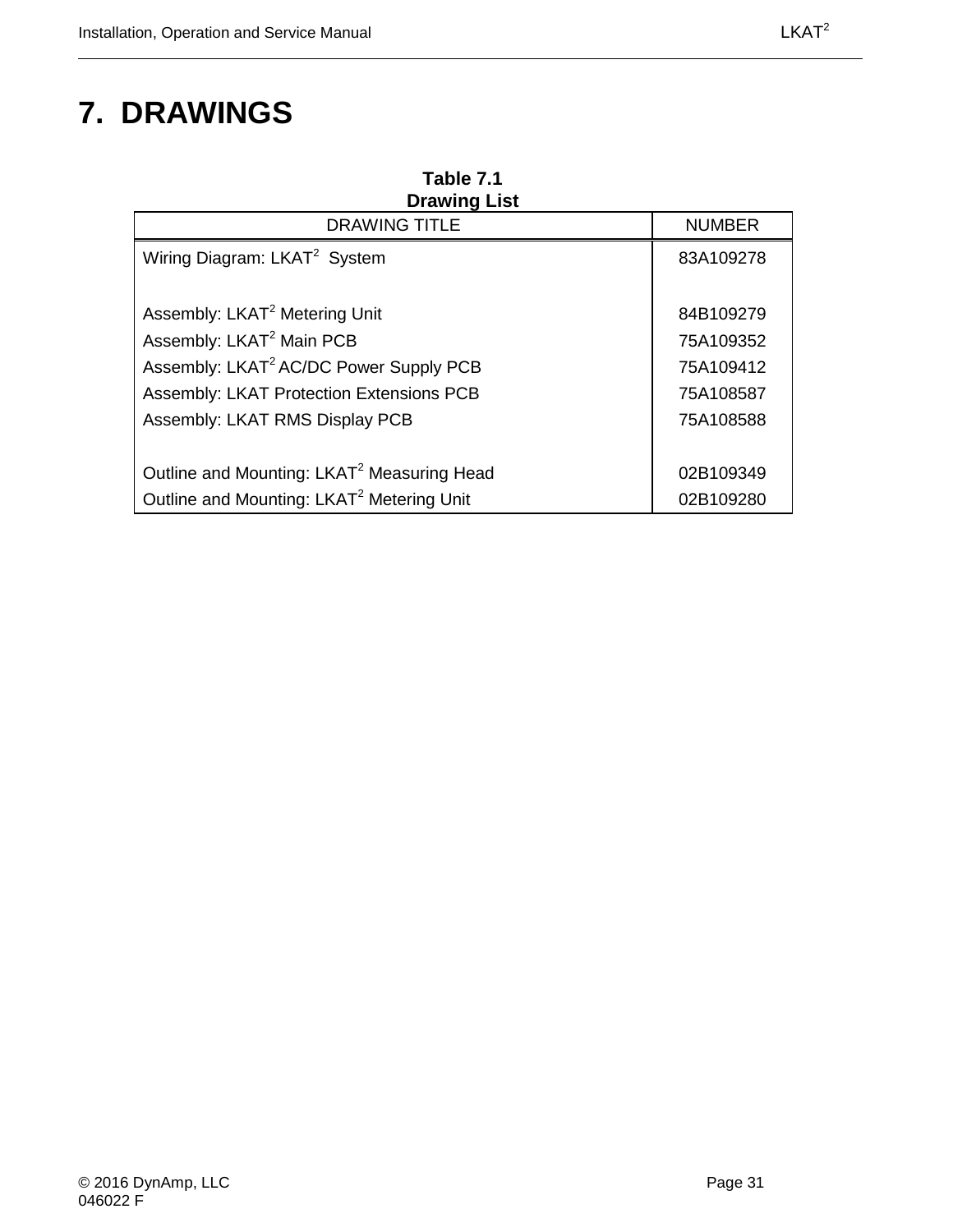# 7. DRAWINGS

**Table 7.1**
**Drawing List**

| DRAWING TITLE | NUMBER |
|---|---|
| Wiring Diagram: LKAT$^2$ System | 83A109278 |
| | |
| Assembly: LKAT$^2$ Metering Unit | 84B109279 |
| Assembly: LKAT$^2$ Main PCB | 75A109352 |
| Assembly: LKAT$^2$ AC/DC Power Supply PCB | 75A109412 |
| Assembly: LKAT Protection Extensions PCB | 75A108587 |
| Assembly: LKAT RMS Display PCB | 75A108588 |
| | |
| Outline and Mounting: LKAT$^2$ Measuring Head | 02B109349 |
| Outline and Mounting: LKAT$^2$ Metering Unit | 02B109280 |